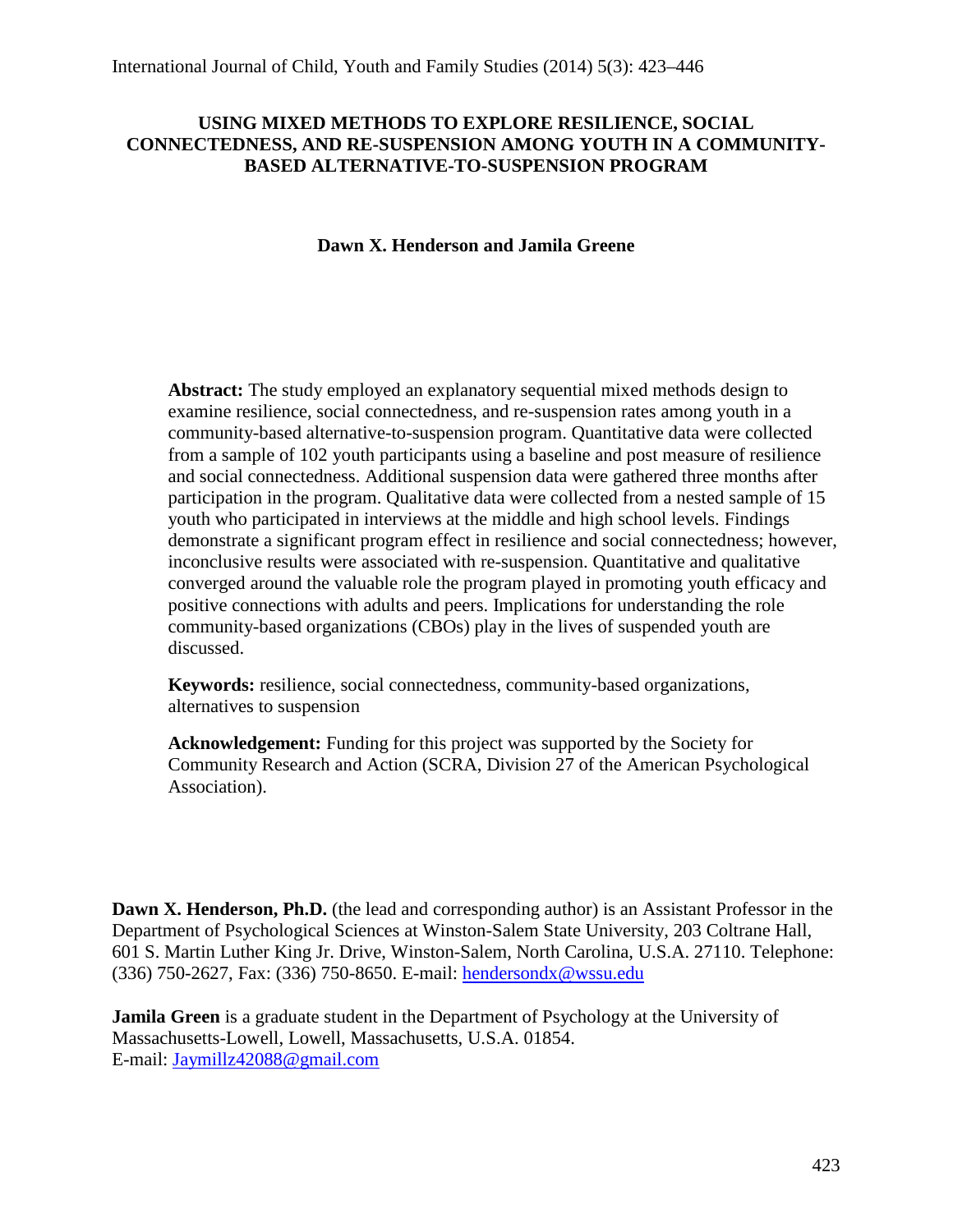# USING MIXED METHODS TO EXPLORE RESILIENCE, SOCIAL CONNECTEDNESS, AND RE-SUSPENSION AMONG YOUTH IN A COMMUNITY-BASED ALTERNATIVE-TO-SUSPENSION PROGRAM

**Dawn X. Henderson and Jamila Greene**

**Abstract:** The study employed an explanatory sequential mixed methods design to examine resilience, social connectedness, and re-suspension rates among youth in a community-based alternative-to-suspension program. Quantitative data were collected from a sample of 102 youth participants using a baseline and post measure of resilience and social connectedness. Additional suspension data were gathered three months after participation in the program. Qualitative data were collected from a nested sample of 15 youth who participated in interviews at the middle and high school levels. Findings demonstrate a significant program effect in resilience and social connectedness; however, inconclusive results were associated with re-suspension. Quantitative and qualitative converged around the valuable role the program played in promoting youth efficacy and positive connections with adults and peers. Implications for understanding the role community-based organizations (CBOs) play in the lives of suspended youth are discussed.

**Keywords:** resilience, social connectedness, community-based organizations, alternatives to suspension

**Acknowledgement:** Funding for this project was supported by the Society for Community Research and Action (SCRA, Division 27 of the American Psychological Association).

**Dawn X. Henderson, Ph.D.** (the lead and corresponding author) is an Assistant Professor in the Department of Psychological Sciences at Winston-Salem State University, 203 Coltrane Hall, 601 S. Martin Luther King Jr. Drive, Winston-Salem, North Carolina, U.S.A. 27110. Telephone: (336) 750-2627, Fax: (336) 750-8650. E-mail: hendersondx@wssu.edu

**Jamila Green** is a graduate student in the Department of Psychology at the University of Massachusetts-Lowell, Lowell, Massachusetts, U.S.A. 01854.
E-mail: Jaymillz42088@gmail.com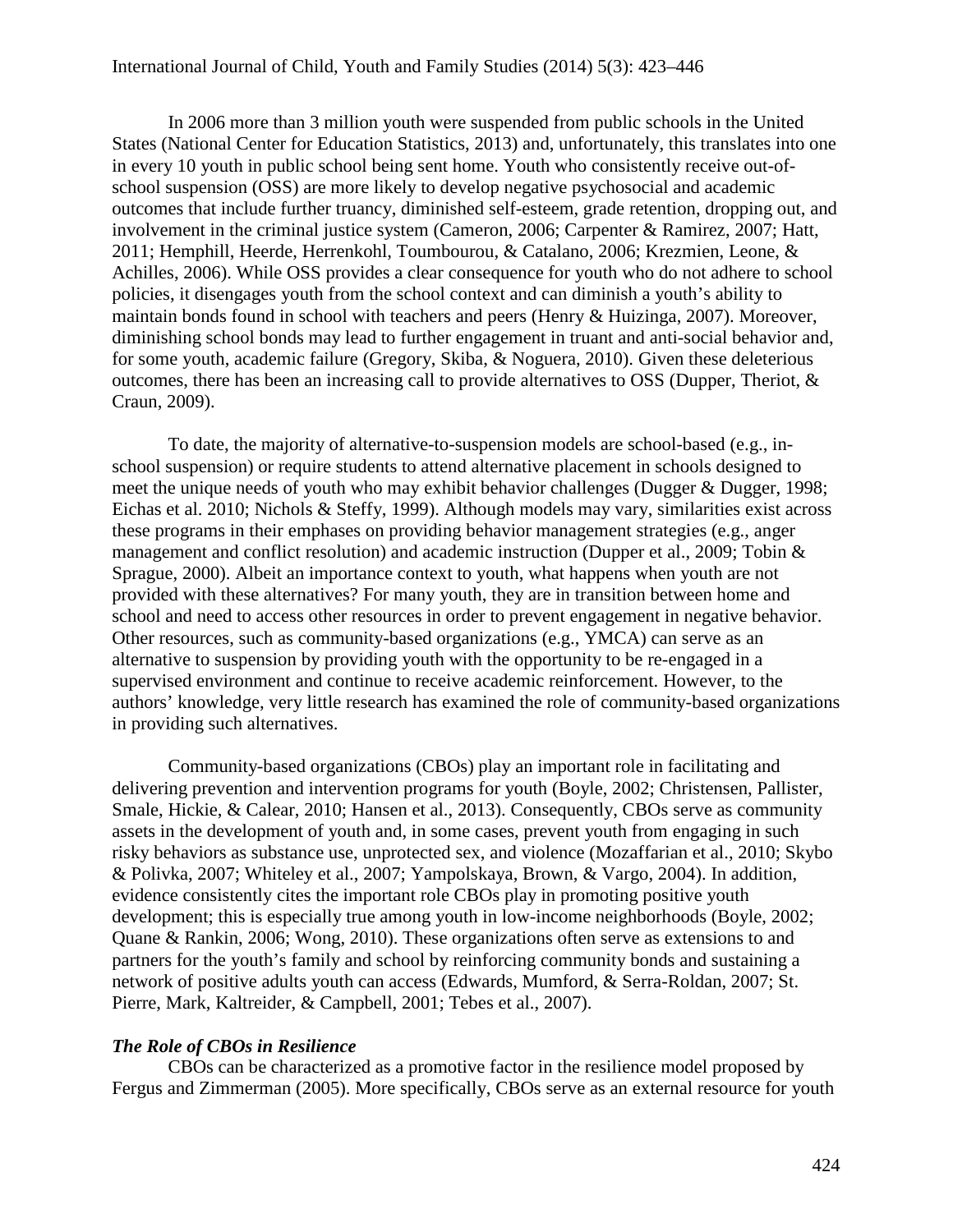In 2006 more than 3 million youth were suspended from public schools in the United States (National Center for Education Statistics, 2013) and, unfortunately, this translates into one in every 10 youth in public school being sent home. Youth who consistently receive out-of-school suspension (OSS) are more likely to develop negative psychosocial and academic outcomes that include further truancy, diminished self-esteem, grade retention, dropping out, and involvement in the criminal justice system (Cameron, 2006; Carpenter & Ramirez, 2007; Hatt, 2011; Hemphill, Heerde, Herrenkohl, Toumbourou, & Catalano, 2006; Krezmien, Leone, & Achilles, 2006). While OSS provides a clear consequence for youth who do not adhere to school policies, it disengages youth from the school context and can diminish a youth's ability to maintain bonds found in school with teachers and peers (Henry & Huizinga, 2007). Moreover, diminishing school bonds may lead to further engagement in truant and anti-social behavior and, for some youth, academic failure (Gregory, Skiba, & Noguera, 2010). Given these deleterious outcomes, there has been an increasing call to provide alternatives to OSS (Dupper, Theriot, & Craun, 2009).

To date, the majority of alternative-to-suspension models are school-based (e.g., in-school suspension) or require students to attend alternative placement in schools designed to meet the unique needs of youth who may exhibit behavior challenges (Dugger & Dugger, 1998; Eichas et al. 2010; Nichols & Steffy, 1999). Although models may vary, similarities exist across these programs in their emphases on providing behavior management strategies (e.g., anger management and conflict resolution) and academic instruction (Dupper et al., 2009; Tobin & Sprague, 2000). Albeit an importance context to youth, what happens when youth are not provided with these alternatives? For many youth, they are in transition between home and school and need to access other resources in order to prevent engagement in negative behavior. Other resources, such as community-based organizations (e.g., YMCA) can serve as an alternative to suspension by providing youth with the opportunity to be re-engaged in a supervised environment and continue to receive academic reinforcement. However, to the authors' knowledge, very little research has examined the role of community-based organizations in providing such alternatives.

Community-based organizations (CBOs) play an important role in facilitating and delivering prevention and intervention programs for youth (Boyle, 2002; Christensen, Pallister, Smale, Hickie, & Calear, 2010; Hansen et al., 2013). Consequently, CBOs serve as community assets in the development of youth and, in some cases, prevent youth from engaging in such risky behaviors as substance use, unprotected sex, and violence (Mozaffarian et al., 2010; Skybo & Polivka, 2007; Whiteley et al., 2007; Yampolskaya, Brown, & Vargo, 2004). In addition, evidence consistently cites the important role CBOs play in promoting positive youth development; this is especially true among youth in low-income neighborhoods (Boyle, 2002; Quane & Rankin, 2006; Wong, 2010). These organizations often serve as extensions to and partners for the youth's family and school by reinforcing community bonds and sustaining a network of positive adults youth can access (Edwards, Mumford, & Serra-Roldan, 2007; St. Pierre, Mark, Kaltreider, & Campbell, 2001; Tebes et al., 2007).

### *The Role of CBOs in Resilience*

CBOs can be characterized as a promotive factor in the resilience model proposed by Fergus and Zimmerman (2005). More specifically, CBOs serve as an external resource for youth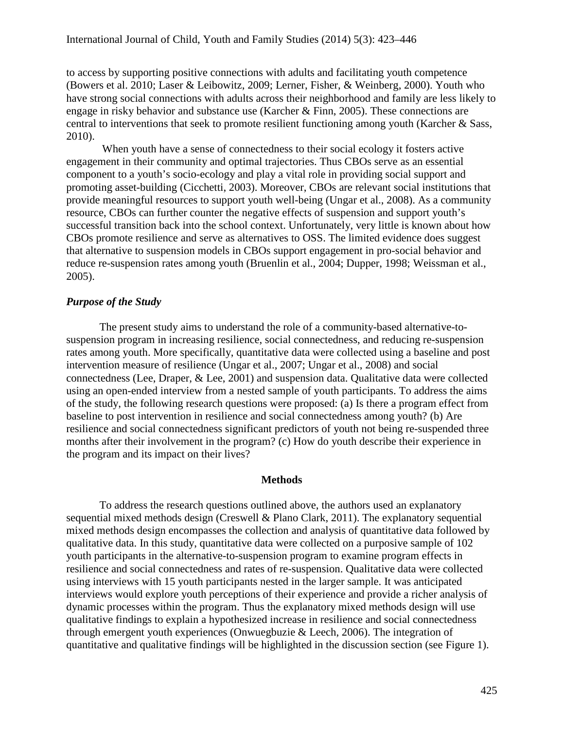to access by supporting positive connections with adults and facilitating youth competence (Bowers et al. 2010; Laser & Leibowitz, 2009; Lerner, Fisher, & Weinberg, 2000). Youth who have strong social connections with adults across their neighborhood and family are less likely to engage in risky behavior and substance use (Karcher & Finn, 2005). These connections are central to interventions that seek to promote resilient functioning among youth (Karcher & Sass, 2010).

When youth have a sense of connectedness to their social ecology it fosters active engagement in their community and optimal trajectories. Thus CBOs serve as an essential component to a youth's socio-ecology and play a vital role in providing social support and promoting asset-building (Cicchetti, 2003). Moreover, CBOs are relevant social institutions that provide meaningful resources to support youth well-being (Ungar et al., 2008). As a community resource, CBOs can further counter the negative effects of suspension and support youth's successful transition back into the school context. Unfortunately, very little is known about how CBOs promote resilience and serve as alternatives to OSS. The limited evidence does suggest that alternative to suspension models in CBOs support engagement in pro-social behavior and reduce re-suspension rates among youth (Bruenlin et al., 2004; Dupper, 1998; Weissman et al., 2005).

### *Purpose of the Study*

The present study aims to understand the role of a community-based alternative-to-suspension program in increasing resilience, social connectedness, and reducing re-suspension rates among youth. More specifically, quantitative data were collected using a baseline and post intervention measure of resilience (Ungar et al., 2007; Ungar et al., 2008) and social connectedness (Lee, Draper, & Lee, 2001) and suspension data. Qualitative data were collected using an open-ended interview from a nested sample of youth participants. To address the aims of the study, the following research questions were proposed: (a) Is there a program effect from baseline to post intervention in resilience and social connectedness among youth? (b) Are resilience and social connectedness significant predictors of youth not being re-suspended three months after their involvement in the program? (c) How do youth describe their experience in the program and its impact on their lives?

## Methods

To address the research questions outlined above, the authors used an explanatory sequential mixed methods design (Creswell & Plano Clark, 2011). The explanatory sequential mixed methods design encompasses the collection and analysis of quantitative data followed by qualitative data. In this study, quantitative data were collected on a purposive sample of 102 youth participants in the alternative-to-suspension program to examine program effects in resilience and social connectedness and rates of re-suspension. Qualitative data were collected using interviews with 15 youth participants nested in the larger sample. It was anticipated interviews would explore youth perceptions of their experience and provide a richer analysis of dynamic processes within the program. Thus the explanatory mixed methods design will use qualitative findings to explain a hypothesized increase in resilience and social connectedness through emergent youth experiences (Onwuegbuzie & Leech, 2006). The integration of quantitative and qualitative findings will be highlighted in the discussion section (see Figure 1).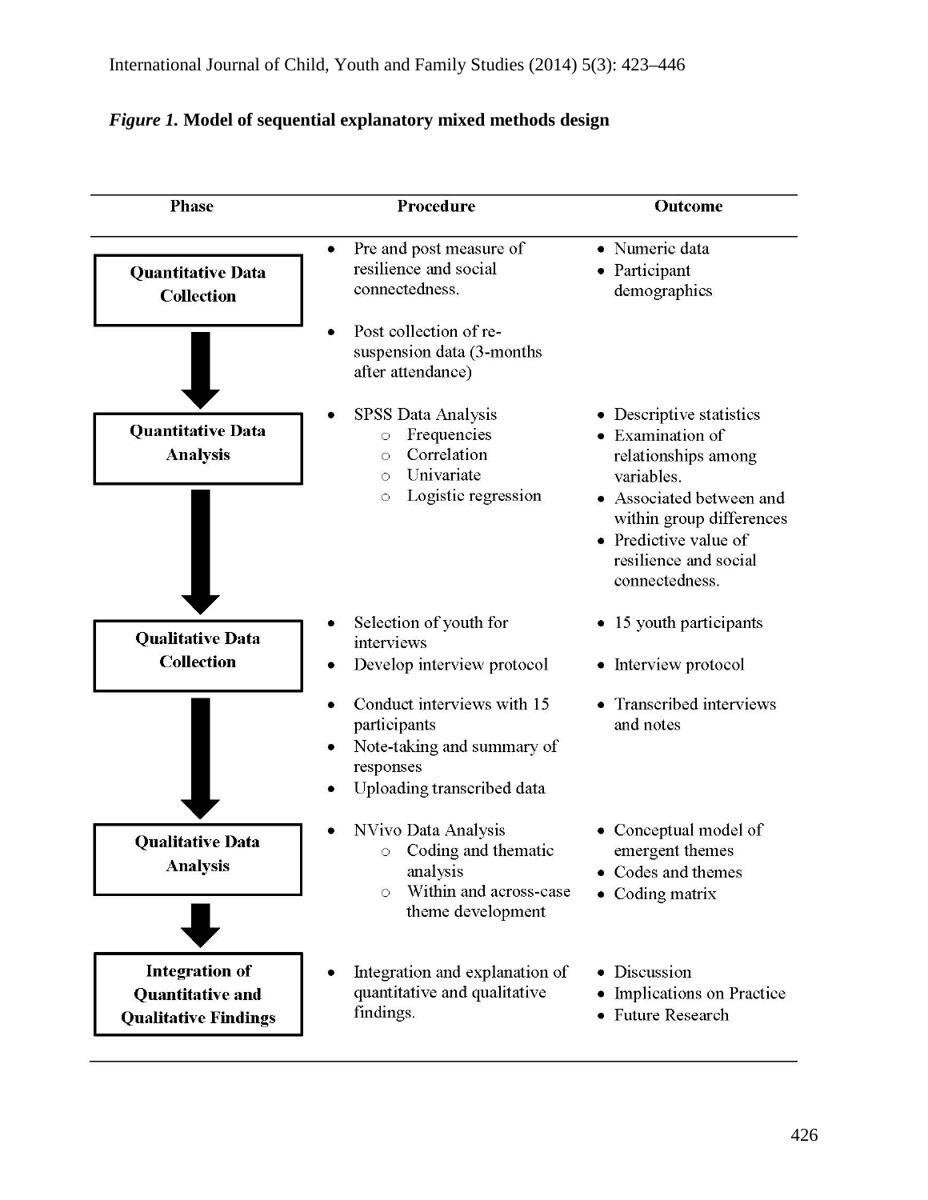*Figure 1.* **Model of sequential explanatory mixed methods design**

| Phase | Procedure | Outcome |
|---|---|---|
| **Quantitative Data Collection** | • Pre and post measure of resilience and social connectedness.<br>• Post collection of re-suspension data (3-months after attendance) | • Numeric data<br>• Participant demographics |
| **Quantitative Data Analysis** | • SPSS Data Analysis<br>  ○ Frequencies<br>  ○ Correlation<br>  ○ Univariate<br>  ○ Logistic regression | • Descriptive statistics<br>• Examination of relationships among variables.<br>• Associated between and within group differences<br>• Predictive value of resilience and social connectedness. |
| **Qualitative Data Collection** | • Selection of youth for interviews<br>• Develop interview protocol<br>• Conduct interviews with 15 participants<br>• Note-taking and summary of responses<br>• Uploading transcribed data | • 15 youth participants<br>• Interview protocol<br>• Transcribed interviews and notes |
| **Qualitative Data Analysis** | • NVivo Data Analysis<br>  ○ Coding and thematic analysis<br>  ○ Within and across-case theme development | • Conceptual model of emergent themes<br>• Codes and themes<br>• Coding matrix |
| **Integration of Quantitative and Qualitative Findings** | • Integration and explanation of quantitative and qualitative findings. | • Discussion<br>• Implications on Practice<br>• Future Research |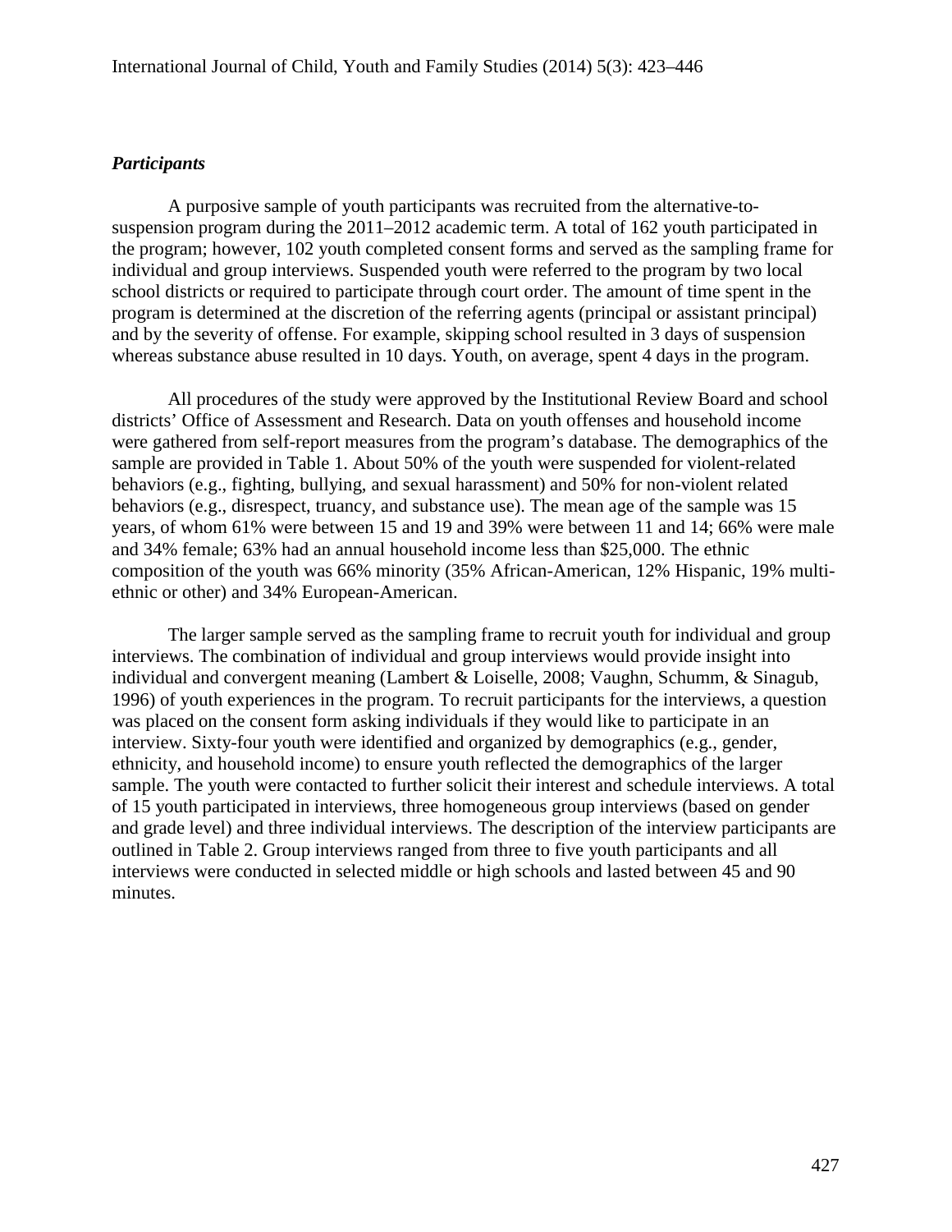### *Participants*

A purposive sample of youth participants was recruited from the alternative-to-suspension program during the 2011–2012 academic term. A total of 162 youth participated in the program; however, 102 youth completed consent forms and served as the sampling frame for individual and group interviews. Suspended youth were referred to the program by two local school districts or required to participate through court order. The amount of time spent in the program is determined at the discretion of the referring agents (principal or assistant principal) and by the severity of offense. For example, skipping school resulted in 3 days of suspension whereas substance abuse resulted in 10 days. Youth, on average, spent 4 days in the program.

All procedures of the study were approved by the Institutional Review Board and school districts' Office of Assessment and Research. Data on youth offenses and household income were gathered from self-report measures from the program's database. The demographics of the sample are provided in Table 1. About 50% of the youth were suspended for violent-related behaviors (e.g., fighting, bullying, and sexual harassment) and 50% for non-violent related behaviors (e.g., disrespect, truancy, and substance use). The mean age of the sample was 15 years, of whom 61% were between 15 and 19 and 39% were between 11 and 14; 66% were male and 34% female; 63% had an annual household income less than $25,000. The ethnic composition of the youth was 66% minority (35% African-American, 12% Hispanic, 19% multi-ethnic or other) and 34% European-American.

The larger sample served as the sampling frame to recruit youth for individual and group interviews. The combination of individual and group interviews would provide insight into individual and convergent meaning (Lambert & Loiselle, 2008; Vaughn, Schumm, & Sinagub, 1996) of youth experiences in the program. To recruit participants for the interviews, a question was placed on the consent form asking individuals if they would like to participate in an interview. Sixty-four youth were identified and organized by demographics (e.g., gender, ethnicity, and household income) to ensure youth reflected the demographics of the larger sample. The youth were contacted to further solicit their interest and schedule interviews. A total of 15 youth participated in interviews, three homogeneous group interviews (based on gender and grade level) and three individual interviews. The description of the interview participants are outlined in Table 2. Group interviews ranged from three to five youth participants and all interviews were conducted in selected middle or high schools and lasted between 45 and 90 minutes.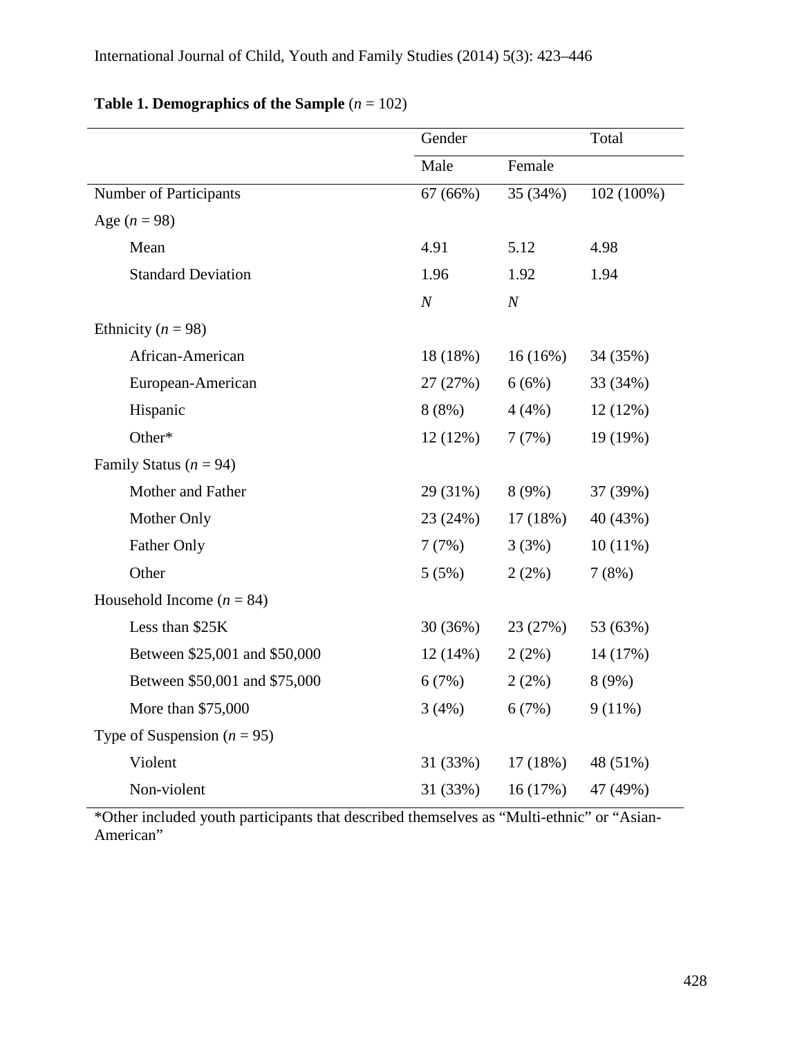**Table 1. Demographics of the Sample** ($n$ = 102)

| | Gender | | Total |
|---|---|---|---|
| | Male | Female | |
| Number of Participants | 67 (66%) | 35 (34%) | 102 (100%) |
| Age ($n$ = 98) | | | |
| Mean | 4.91 | 5.12 | 4.98 |
| Standard Deviation | 1.96 | 1.92 | 1.94 |
| | *N* | *N* | |
| Ethnicity ($n$ = 98) | | | |
| African-American | 18 (18%) | 16 (16%) | 34 (35%) |
| European-American | 27 (27%) | 6 (6%) | 33 (34%) |
| Hispanic | 8 (8%) | 4 (4%) | 12 (12%) |
| Other* | 12 (12%) | 7 (7%) | 19 (19%) |
| Family Status ($n$ = 94) | | | |
| Mother and Father | 29 (31%) | 8 (9%) | 37 (39%) |
| Mother Only | 23 (24%) | 17 (18%) | 40 (43%) |
| Father Only | 7 (7%) | 3 (3%) | 10 (11%) |
| Other | 5 (5%) | 2 (2%) | 7 (8%) |
| Household Income ($n$ = 84) | | | |
| Less than $25K | 30 (36%) | 23 (27%) | 53 (63%) |
| Between $25,001 and $50,000 | 12 (14%) | 2 (2%) | 14 (17%) |
| Between $50,001 and $75,000 | 6 (7%) | 2 (2%) | 8 (9%) |
| More than $75,000 | 3 (4%) | 6 (7%) | 9 (11%) |
| Type of Suspension ($n$ = 95) | | | |
| Violent | 31 (33%) | 17 (18%) | 48 (51%) |
| Non-violent | 31 (33%) | 16 (17%) | 47 (49%) |

*Other included youth participants that described themselves as "Multi-ethnic" or "Asian-American"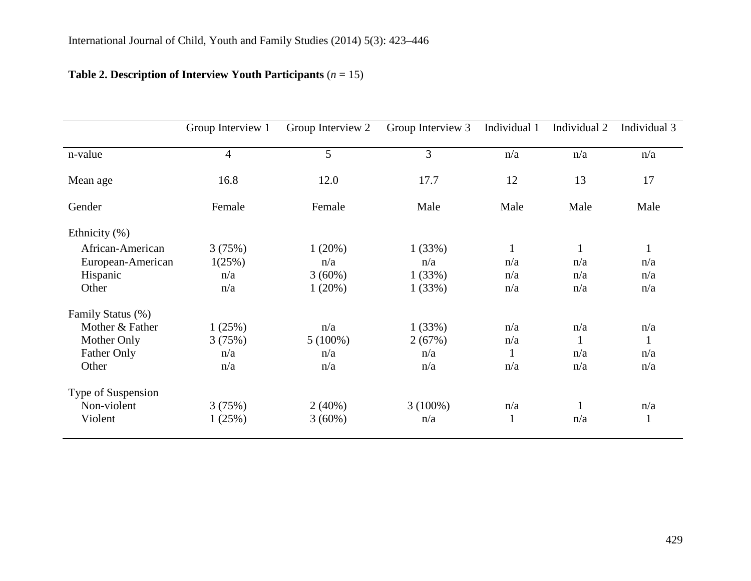**Table 2. Description of Interview Youth Participants** (*n* = 15)

| | Group Interview 1 | Group Interview 2 | Group Interview 3 | Individual 1 | Individual 2 | Individual 3 |
|---|---|---|---|---|---|---|
| n-value | 4 | 5 | 3 | n/a | n/a | n/a |
| Mean age | 16.8 | 12.0 | 17.7 | 12 | 13 | 17 |
| Gender | Female | Female | Male | Male | Male | Male |
| Ethnicity (%) | | | | | | |
| African-American | 3 (75%) | 1 (20%) | 1 (33%) | 1 | 1 | 1 |
| European-American | 1(25%) | n/a | n/a | n/a | n/a | n/a |
| Hispanic | n/a | 3 (60%) | 1 (33%) | n/a | n/a | n/a |
| Other | n/a | 1 (20%) | 1 (33%) | n/a | n/a | n/a |
| Family Status (%) | | | | | | |
| Mother & Father | 1 (25%) | n/a | 1 (33%) | n/a | n/a | n/a |
| Mother Only | 3 (75%) | 5 (100%) | 2 (67%) | n/a | 1 | 1 |
| Father Only | n/a | n/a | n/a | 1 | n/a | n/a |
| Other | n/a | n/a | n/a | n/a | n/a | n/a |
| Type of Suspension | | | | | | |
| Non-violent | 3 (75%) | 2 (40%) | 3 (100%) | n/a | 1 | n/a |
| Violent | 1 (25%) | 3 (60%) | n/a | 1 | n/a | 1 |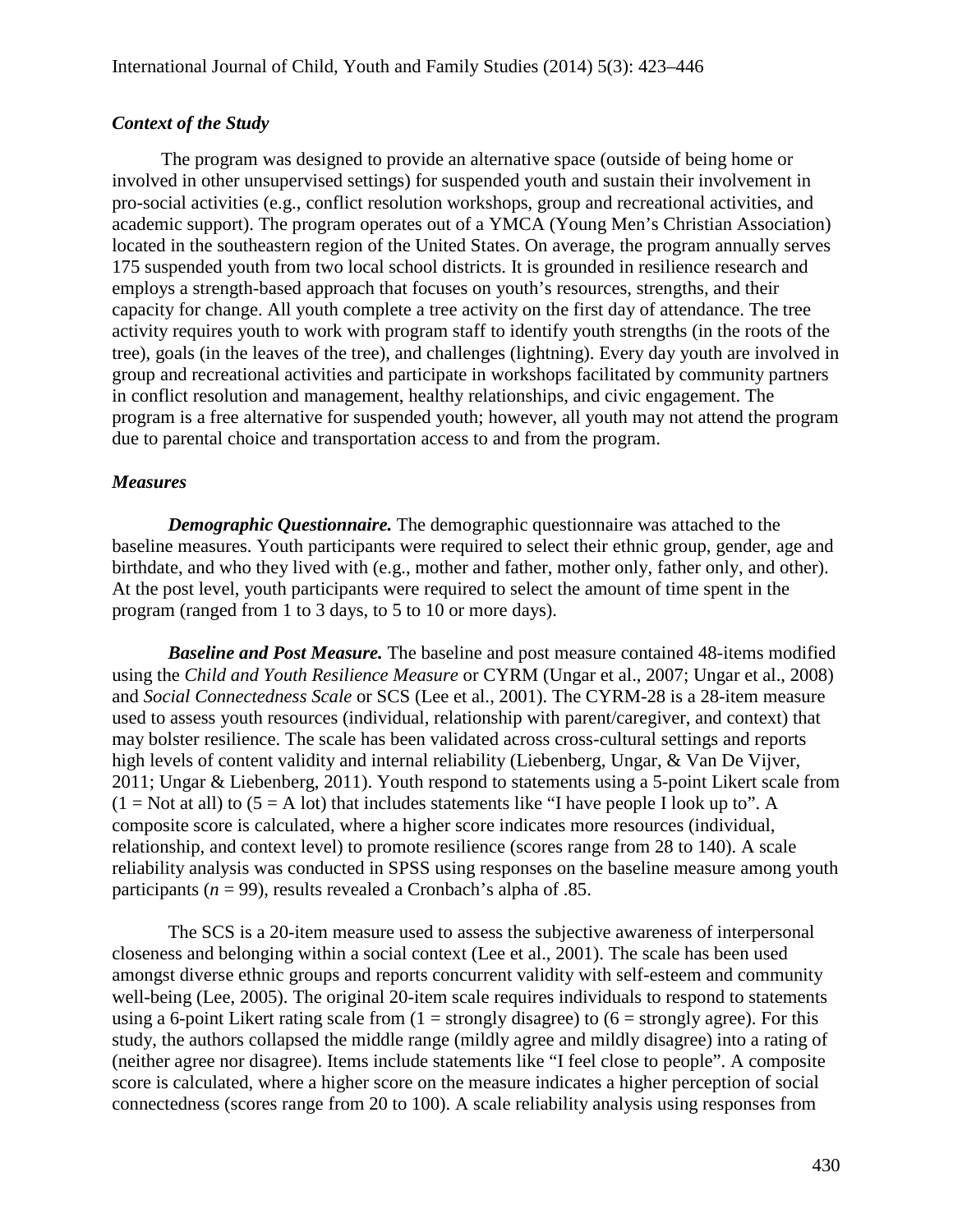### *Context of the Study*

The program was designed to provide an alternative space (outside of being home or involved in other unsupervised settings) for suspended youth and sustain their involvement in pro-social activities (e.g., conflict resolution workshops, group and recreational activities, and academic support). The program operates out of a YMCA (Young Men's Christian Association) located in the southeastern region of the United States. On average, the program annually serves 175 suspended youth from two local school districts. It is grounded in resilience research and employs a strength-based approach that focuses on youth's resources, strengths, and their capacity for change. All youth complete a tree activity on the first day of attendance. The tree activity requires youth to work with program staff to identify youth strengths (in the roots of the tree), goals (in the leaves of the tree), and challenges (lightning). Every day youth are involved in group and recreational activities and participate in workshops facilitated by community partners in conflict resolution and management, healthy relationships, and civic engagement. The program is a free alternative for suspended youth; however, all youth may not attend the program due to parental choice and transportation access to and from the program.

### *Measures*

***Demographic Questionnaire.*** The demographic questionnaire was attached to the baseline measures. Youth participants were required to select their ethnic group, gender, age and birthdate, and who they lived with (e.g., mother and father, mother only, father only, and other). At the post level, youth participants were required to select the amount of time spent in the program (ranged from 1 to 3 days, to 5 to 10 or more days).

***Baseline and Post Measure.*** The baseline and post measure contained 48-items modified using the *Child and Youth Resilience Measure* or CYRM (Ungar et al., 2007; Ungar et al., 2008) and *Social Connectedness Scale* or SCS (Lee et al., 2001). The CYRM-28 is a 28-item measure used to assess youth resources (individual, relationship with parent/caregiver, and context) that may bolster resilience. The scale has been validated across cross-cultural settings and reports high levels of content validity and internal reliability (Liebenberg, Ungar, & Van De Vijver, 2011; Ungar & Liebenberg, 2011). Youth respond to statements using a 5-point Likert scale from (1 = Not at all) to (5 = A lot) that includes statements like "I have people I look up to". A composite score is calculated, where a higher score indicates more resources (individual, relationship, and context level) to promote resilience (scores range from 28 to 140). A scale reliability analysis was conducted in SPSS using responses on the baseline measure among youth participants ($n$ = 99), results revealed a Cronbach's alpha of .85.

The SCS is a 20-item measure used to assess the subjective awareness of interpersonal closeness and belonging within a social context (Lee et al., 2001). The scale has been used amongst diverse ethnic groups and reports concurrent validity with self-esteem and community well-being (Lee, 2005). The original 20-item scale requires individuals to respond to statements using a 6-point Likert rating scale from (1 = strongly disagree) to (6 = strongly agree). For this study, the authors collapsed the middle range (mildly agree and mildly disagree) into a rating of (neither agree nor disagree). Items include statements like "I feel close to people". A composite score is calculated, where a higher score on the measure indicates a higher perception of social connectedness (scores range from 20 to 100). A scale reliability analysis using responses from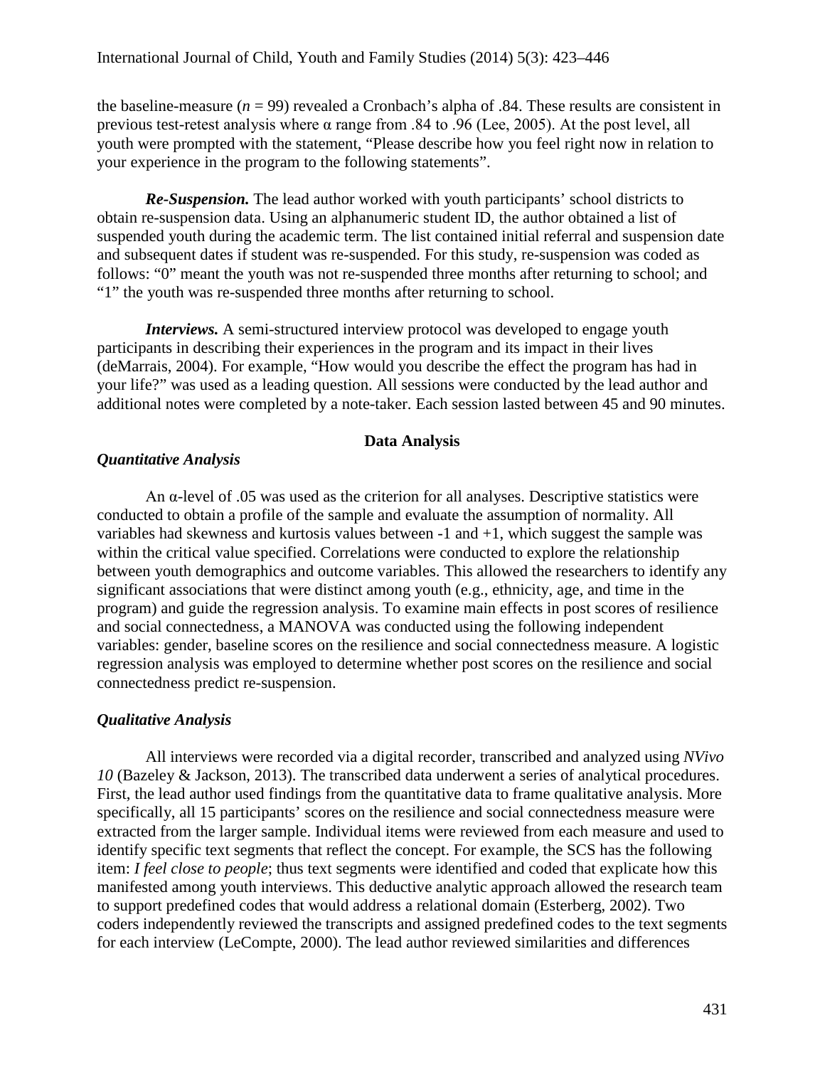the baseline-measure ($n$ = 99) revealed a Cronbach's alpha of .84. These results are consistent in previous test-retest analysis where $\alpha$ range from .84 to .96 (Lee, 2005). At the post level, all youth were prompted with the statement, "Please describe how you feel right now in relation to your experience in the program to the following statements".

***Re-Suspension.*** The lead author worked with youth participants' school districts to obtain re-suspension data. Using an alphanumeric student ID, the author obtained a list of suspended youth during the academic term. The list contained initial referral and suspension date and subsequent dates if student was re-suspended. For this study, re-suspension was coded as follows: "0" meant the youth was not re-suspended three months after returning to school; and "1" the youth was re-suspended three months after returning to school.

***Interviews.*** A semi-structured interview protocol was developed to engage youth participants in describing their experiences in the program and its impact in their lives (deMarrais, 2004). For example, "How would you describe the effect the program has had in your life?" was used as a leading question. All sessions were conducted by the lead author and additional notes were completed by a note-taker. Each session lasted between 45 and 90 minutes.

## Data Analysis

### *Quantitative Analysis*

An $\alpha$-level of .05 was used as the criterion for all analyses. Descriptive statistics were conducted to obtain a profile of the sample and evaluate the assumption of normality. All variables had skewness and kurtosis values between -1 and +1, which suggest the sample was within the critical value specified. Correlations were conducted to explore the relationship between youth demographics and outcome variables. This allowed the researchers to identify any significant associations that were distinct among youth (e.g., ethnicity, age, and time in the program) and guide the regression analysis. To examine main effects in post scores of resilience and social connectedness, a MANOVA was conducted using the following independent variables: gender, baseline scores on the resilience and social connectedness measure. A logistic regression analysis was employed to determine whether post scores on the resilience and social connectedness predict re-suspension.

### *Qualitative Analysis*

All interviews were recorded via a digital recorder, transcribed and analyzed using *NVivo 10* (Bazeley & Jackson, 2013). The transcribed data underwent a series of analytical procedures. First, the lead author used findings from the quantitative data to frame qualitative analysis. More specifically, all 15 participants' scores on the resilience and social connectedness measure were extracted from the larger sample. Individual items were reviewed from each measure and used to identify specific text segments that reflect the concept. For example, the SCS has the following item: *I feel close to people*; thus text segments were identified and coded that explicate how this manifested among youth interviews. This deductive analytic approach allowed the research team to support predefined codes that would address a relational domain (Esterberg, 2002). Two coders independently reviewed the transcripts and assigned predefined codes to the text segments for each interview (LeCompte, 2000). The lead author reviewed similarities and differences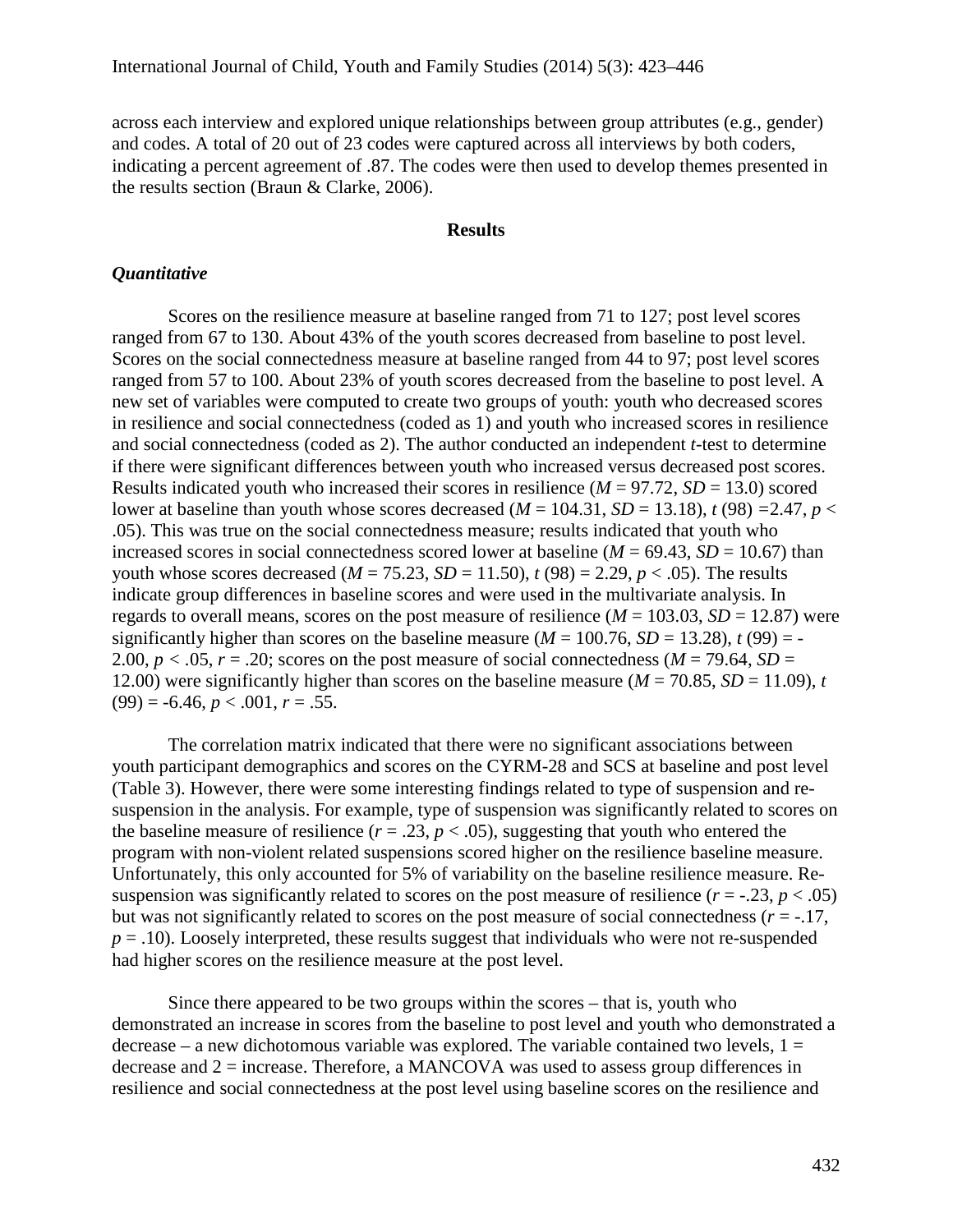across each interview and explored unique relationships between group attributes (e.g., gender) and codes. A total of 20 out of 23 codes were captured across all interviews by both coders, indicating a percent agreement of .87. The codes were then used to develop themes presented in the results section (Braun & Clarke, 2006).

## Results

### *Quantitative*

Scores on the resilience measure at baseline ranged from 71 to 127; post level scores ranged from 67 to 130. About 43% of the youth scores decreased from baseline to post level. Scores on the social connectedness measure at baseline ranged from 44 to 97; post level scores ranged from 57 to 100. About 23% of youth scores decreased from the baseline to post level. A new set of variables were computed to create two groups of youth: youth who decreased scores in resilience and social connectedness (coded as 1) and youth who increased scores in resilience and social connectedness (coded as 2). The author conducted an independent *t*-test to determine if there were significant differences between youth who increased versus decreased post scores. Results indicated youth who increased their scores in resilience ($M = 97.72$, $SD = 13.0$) scored lower at baseline than youth whose scores decreased ($M = 104.31$, $SD = 13.18$), $t(98) = 2.47$, $p < .05$). This was true on the social connectedness measure; results indicated that youth who increased scores in social connectedness scored lower at baseline ($M = 69.43$, $SD = 10.67$) than youth whose scores decreased ($M = 75.23$, $SD = 11.50$), $t(98) = 2.29$, $p < .05$). The results indicate group differences in baseline scores and were used in the multivariate analysis. In regards to overall means, scores on the post measure of resilience ($M = 103.03$, $SD = 12.87$) were significantly higher than scores on the baseline measure ($M = 100.76$, $SD = 13.28$), $t(99) = -2.00$, $p < .05$, $r = .20$; scores on the post measure of social connectedness ($M = 79.64$, $SD = 12.00$) were significantly higher than scores on the baseline measure ($M = 70.85$, $SD = 11.09$), $t(99) = -6.46$, $p < .001$, $r = .55$.

The correlation matrix indicated that there were no significant associations between youth participant demographics and scores on the CYRM-28 and SCS at baseline and post level (Table 3). However, there were some interesting findings related to type of suspension and re-suspension in the analysis. For example, type of suspension was significantly related to scores on the baseline measure of resilience ($r = .23$, $p < .05$), suggesting that youth who entered the program with non-violent related suspensions scored higher on the resilience baseline measure. Unfortunately, this only accounted for 5% of variability on the baseline resilience measure. Re-suspension was significantly related to scores on the post measure of resilience ($r = -.23$, $p < .05$) but was not significantly related to scores on the post measure of social connectedness ($r = -.17$, $p = .10$). Loosely interpreted, these results suggest that individuals who were not re-suspended had higher scores on the resilience measure at the post level.

Since there appeared to be two groups within the scores – that is, youth who demonstrated an increase in scores from the baseline to post level and youth who demonstrated a decrease – a new dichotomous variable was explored. The variable contained two levels, 1 = decrease and 2 = increase. Therefore, a MANCOVA was used to assess group differences in resilience and social connectedness at the post level using baseline scores on the resilience and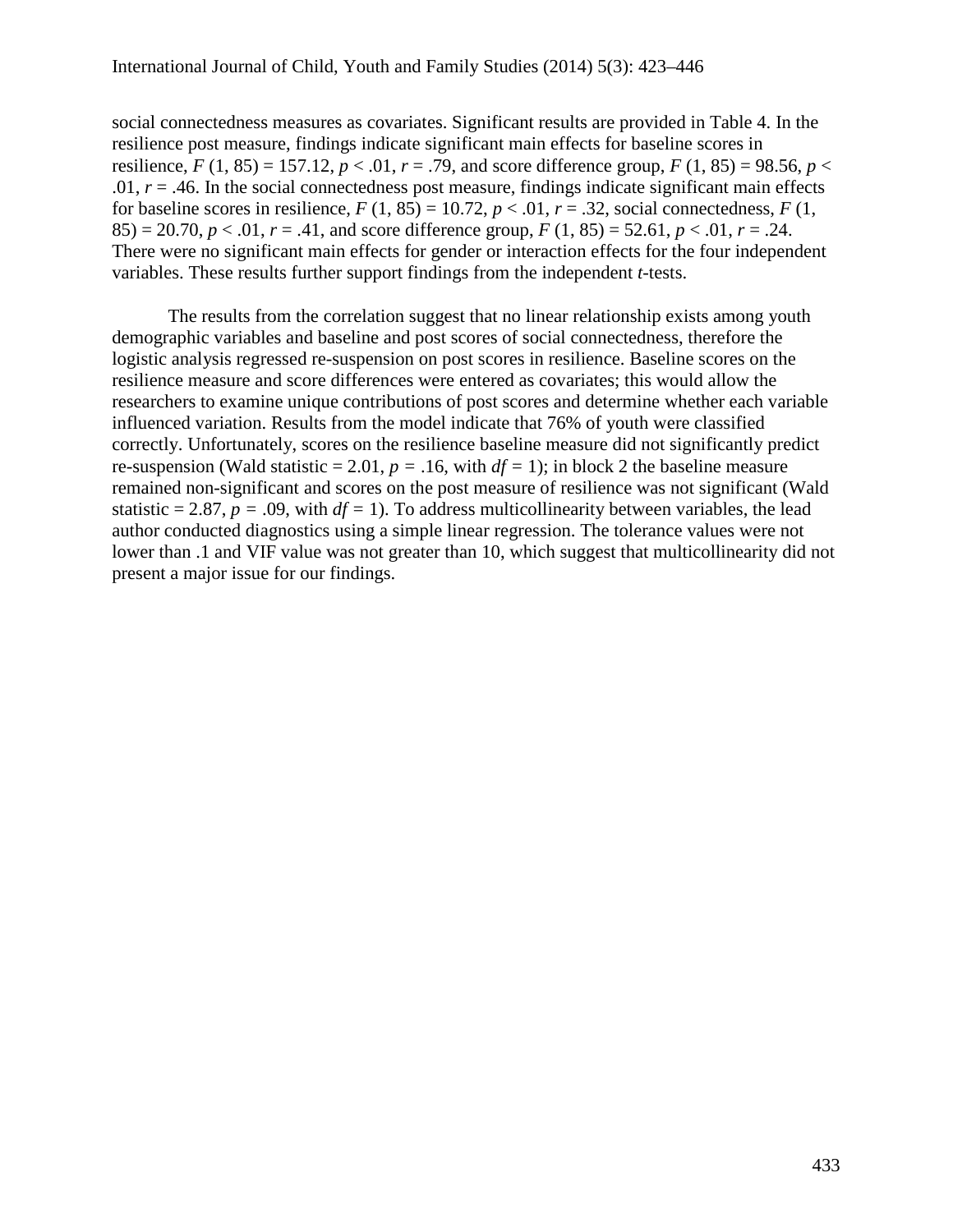social connectedness measures as covariates. Significant results are provided in Table 4. In the resilience post measure, findings indicate significant main effects for baseline scores in resilience, $F$ (1, 85) = 157.12, $p < .01$, $r = .79$, and score difference group, $F$ (1, 85) = 98.56, $p < .01$, $r = .46$. In the social connectedness post measure, findings indicate significant main effects for baseline scores in resilience, $F$ (1, 85) = 10.72, $p < .01$, $r = .32$, social connectedness, $F$ (1, 85) = 20.70, $p < .01$, $r = .41$, and score difference group, $F$ (1, 85) = 52.61, $p < .01$, $r = .24$. There were no significant main effects for gender or interaction effects for the four independent variables. These results further support findings from the independent *t*-tests.

The results from the correlation suggest that no linear relationship exists among youth demographic variables and baseline and post scores of social connectedness, therefore the logistic analysis regressed re-suspension on post scores in resilience. Baseline scores on the resilience measure and score differences were entered as covariates; this would allow the researchers to examine unique contributions of post scores and determine whether each variable influenced variation. Results from the model indicate that 76% of youth were classified correctly. Unfortunately, scores on the resilience baseline measure did not significantly predict re-suspension (Wald statistic = 2.01, $p = .16$, with $df = 1$); in block 2 the baseline measure remained non-significant and scores on the post measure of resilience was not significant (Wald statistic = 2.87, $p = .09$, with $df = 1$). To address multicollinearity between variables, the lead author conducted diagnostics using a simple linear regression. The tolerance values were not lower than .1 and VIF value was not greater than 10, which suggest that multicollinearity did not present a major issue for our findings.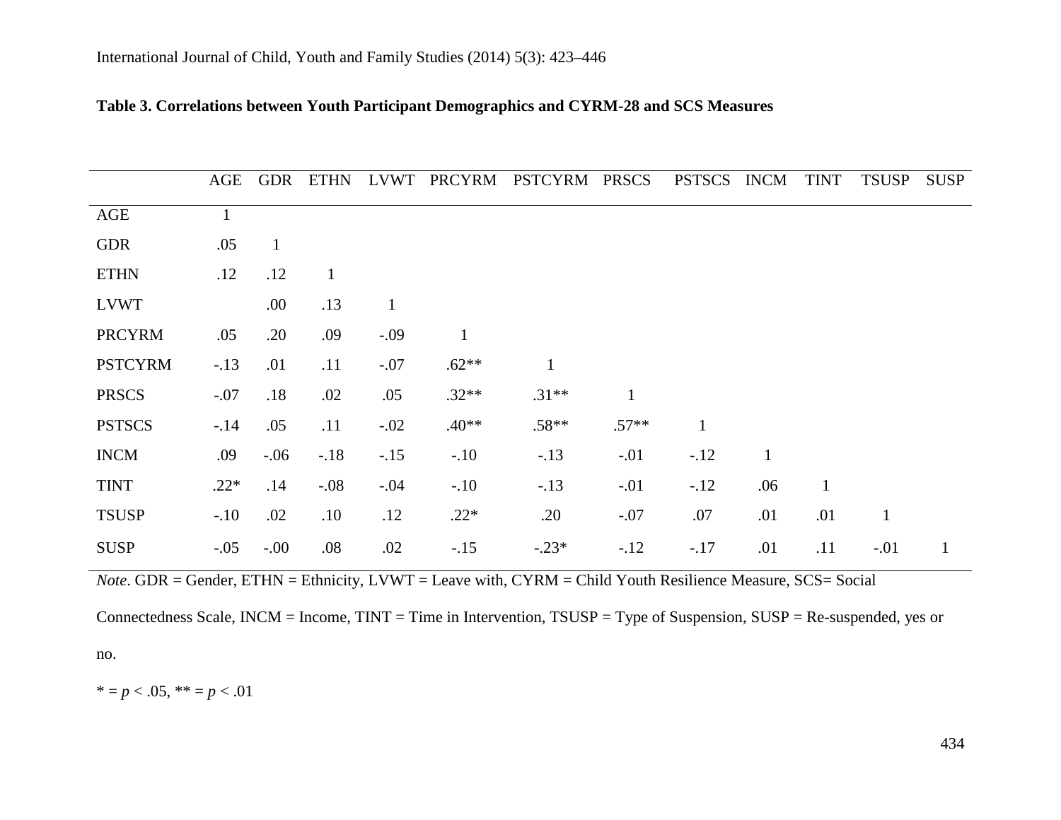**Table 3. Correlations between Youth Participant Demographics and CYRM-28 and SCS Measures**

| | AGE | GDR | ETHN | LVWT | PRCYRM | PSTCYRM | PRSCS | PSTSCS | INCM | TINT | TSUSP | SUSP |
|---|---|---|---|---|---|---|---|---|---|---|---|---|
| AGE | 1 | | | | | | | | | | | |
| GDR | .05 | 1 | | | | | | | | | | |
| ETHN | .12 | .12 | 1 | | | | | | | | | |
| LVWT | | .00 | .13 | 1 | | | | | | | | |
| PRCYRM | .05 | .20 | .09 | -.09 | 1 | | | | | | | |
| PSTCYRM | -.13 | .01 | .11 | -.07 | .62** | 1 | | | | | | |
| PRSCS | -.07 | .18 | .02 | .05 | .32** | .31** | 1 | | | | | |
| PSTSCS | -.14 | .05 | .11 | -.02 | .40** | .58** | .57** | 1 | | | | |
| INCM | .09 | -.06 | -.18 | -.15 | -.10 | -.13 | -.01 | -.12 | 1 | | | |
| TINT | .22* | .14 | -.08 | -.04 | -.10 | -.13 | -.01 | -.12 | .06 | 1 | | |
| TSUSP | -.10 | .02 | .10 | .12 | .22* | .20 | -.07 | .07 | .01 | .01 | 1 | |
| SUSP | -.05 | -.00 | .08 | .02 | -.15 | -.23* | -.12 | -.17 | .01 | .11 | -.01 | 1 |

*Note*. GDR = Gender, ETHN = Ethnicity, LVWT = Leave with, CYRM = Child Youth Resilience Measure, SCS= Social Connectedness Scale, INCM = Income, TINT = Time in Intervention, TSUSP = Type of Suspension, SUSP = Re-suspended, yes or no.

* = $p < .05$, ** = $p < .01$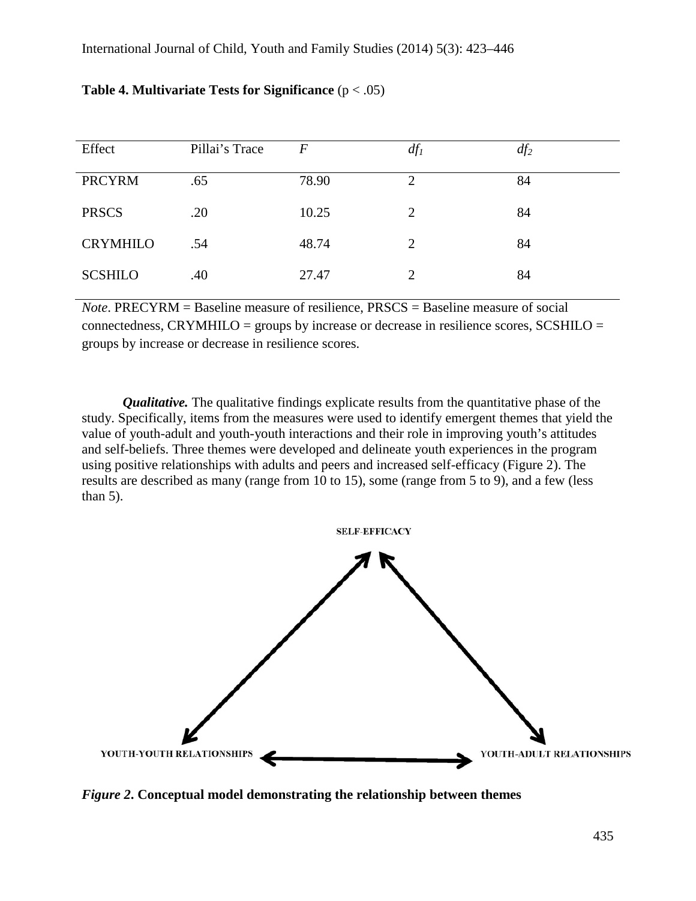**Table 4. Multivariate Tests for Significance** ($p < .05$)

| Effect | Pillai's Trace | $F$ | $df_1$ | $df_2$ |
|---|---|---|---|---|
| PRCYRM | .65 | 78.90 | 2 | 84 |
| PRSCS | .20 | 10.25 | 2 | 84 |
| CRYMHILO | .54 | 48.74 | 2 | 84 |
| SCSHILO | .40 | 27.47 | 2 | 84 |

*Note*. PRECYRM = Baseline measure of resilience, PRSCS = Baseline measure of social connectedness, CRYMHILO = groups by increase or decrease in resilience scores, SCSHILO = groups by increase or decrease in resilience scores.

***Qualitative.*** The qualitative findings explicate results from the quantitative phase of the study. Specifically, items from the measures were used to identify emergent themes that yield the value of youth-adult and youth-youth interactions and their role in improving youth's attitudes and self-beliefs. Three themes were developed and delineate youth experiences in the program using positive relationships with adults and peers and increased self-efficacy (Figure 2). The results are described as many (range from 10 to 15), some (range from 5 to 9), and a few (less than 5).

SELF-EFFICACY

YOUTH-YOUTH RELATIONSHIPS

YOUTH-ADULT RELATIONSHIPS

***Figure 2*. Conceptual model demonstrating the relationship between themes**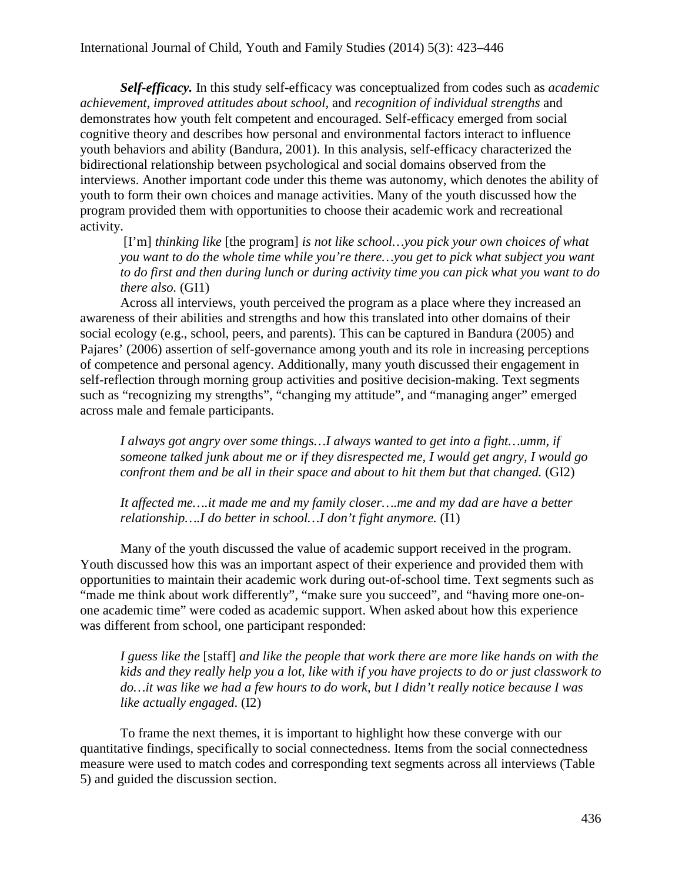***Self-efficacy.*** In this study self-efficacy was conceptualized from codes such as *academic achievement, improved attitudes about school,* and *recognition of individual strengths* and demonstrates how youth felt competent and encouraged. Self-efficacy emerged from social cognitive theory and describes how personal and environmental factors interact to influence youth behaviors and ability (Bandura, 2001). In this analysis, self-efficacy characterized the bidirectional relationship between psychological and social domains observed from the interviews. Another important code under this theme was autonomy, which denotes the ability of youth to form their own choices and manage activities. Many of the youth discussed how the program provided them with opportunities to choose their academic work and recreational activity.

> [I'm] *thinking like* [the program] *is not like school…you pick your own choices of what you want to do the whole time while you're there…you get to pick what subject you want to do first and then during lunch or during activity time you can pick what you want to do there also.* (GI1)

Across all interviews, youth perceived the program as a place where they increased an awareness of their abilities and strengths and how this translated into other domains of their social ecology (e.g., school, peers, and parents). This can be captured in Bandura (2005) and Pajares' (2006) assertion of self-governance among youth and its role in increasing perceptions of competence and personal agency. Additionally, many youth discussed their engagement in self-reflection through morning group activities and positive decision-making. Text segments such as "recognizing my strengths", "changing my attitude", and "managing anger" emerged across male and female participants.

> *I always got angry over some things…I always wanted to get into a fight…umm, if someone talked junk about me or if they disrespected me, I would get angry, I would go confront them and be all in their space and about to hit them but that changed.* (GI2)

> *It affected me….it made me and my family closer….me and my dad are have a better relationship….I do better in school…I don't fight anymore.* (I1)

Many of the youth discussed the value of academic support received in the program. Youth discussed how this was an important aspect of their experience and provided them with opportunities to maintain their academic work during out-of-school time. Text segments such as "made me think about work differently", "make sure you succeed", and "having more one-on-one academic time" were coded as academic support. When asked about how this experience was different from school, one participant responded:

> *I guess like the* [staff] *and like the people that work there are more like hands on with the kids and they really help you a lot, like with if you have projects to do or just classwork to do…it was like we had a few hours to do work, but I didn't really notice because I was like actually engaged*. (I2)

To frame the next themes, it is important to highlight how these converge with our quantitative findings, specifically to social connectedness. Items from the social connectedness measure were used to match codes and corresponding text segments across all interviews (Table 5) and guided the discussion section.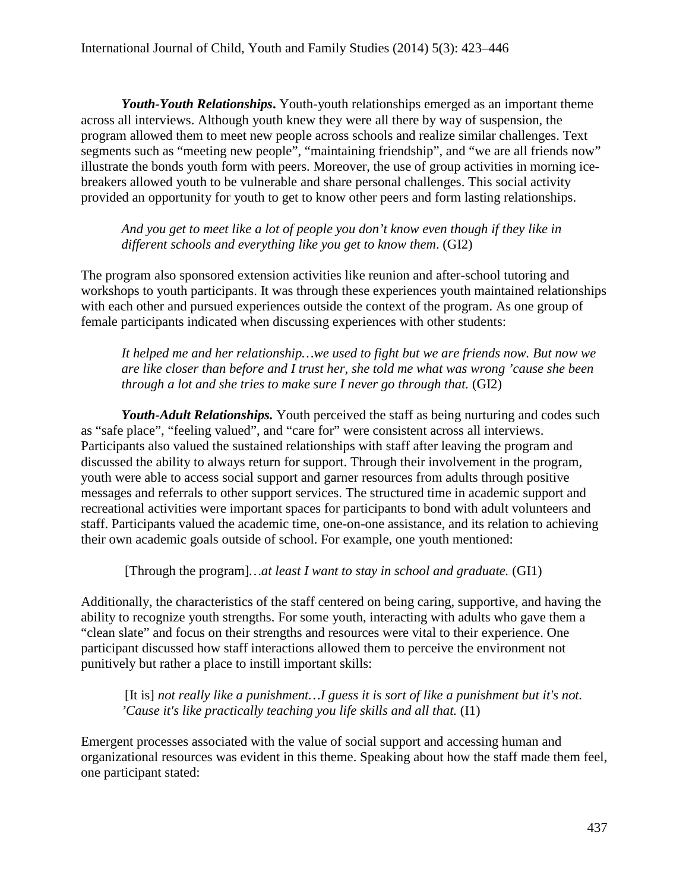***Youth-Youth Relationships*.** Youth-youth relationships emerged as an important theme across all interviews. Although youth knew they were all there by way of suspension, the program allowed them to meet new people across schools and realize similar challenges. Text segments such as "meeting new people", "maintaining friendship", and "we are all friends now" illustrate the bonds youth form with peers. Moreover, the use of group activities in morning ice-breakers allowed youth to be vulnerable and share personal challenges. This social activity provided an opportunity for youth to get to know other peers and form lasting relationships.

> *And you get to meet like a lot of people you don't know even though if they like in different schools and everything like you get to know them*. (GI2)

The program also sponsored extension activities like reunion and after-school tutoring and workshops to youth participants. It was through these experiences youth maintained relationships with each other and pursued experiences outside the context of the program. As one group of female participants indicated when discussing experiences with other students:

> *It helped me and her relationship…we used to fight but we are friends now. But now we are like closer than before and I trust her, she told me what was wrong 'cause she been through a lot and she tries to make sure I never go through that.* (GI2)

***Youth-Adult Relationships.*** Youth perceived the staff as being nurturing and codes such as "safe place", "feeling valued", and "care for" were consistent across all interviews. Participants also valued the sustained relationships with staff after leaving the program and discussed the ability to always return for support. Through their involvement in the program, youth were able to access social support and garner resources from adults through positive messages and referrals to other support services. The structured time in academic support and recreational activities were important spaces for participants to bond with adult volunteers and staff. Participants valued the academic time, one-on-one assistance, and its relation to achieving their own academic goals outside of school. For example, one youth mentioned:

> [Through the program]*…at least I want to stay in school and graduate.* (GI1)

Additionally, the characteristics of the staff centered on being caring, supportive, and having the ability to recognize youth strengths. For some youth, interacting with adults who gave them a "clean slate" and focus on their strengths and resources were vital to their experience. One participant discussed how staff interactions allowed them to perceive the environment not punitively but rather a place to instill important skills:

> [It is] *not really like a punishment…I guess it is sort of like a punishment but it's not. 'Cause it's like practically teaching you life skills and all that.* (I1)

Emergent processes associated with the value of social support and accessing human and organizational resources was evident in this theme. Speaking about how the staff made them feel, one participant stated: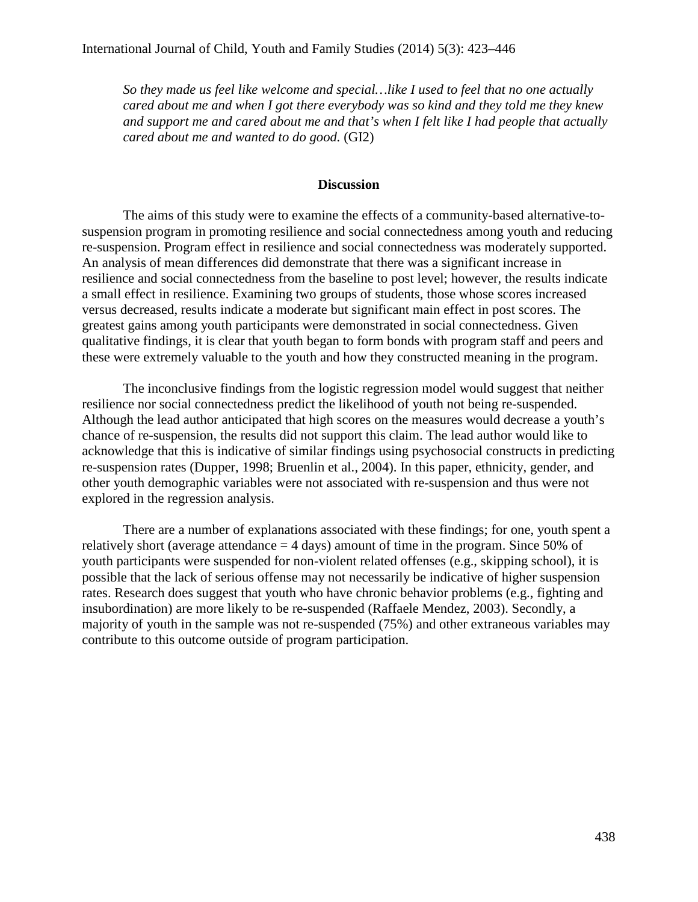*So they made us feel like welcome and special…like I used to feel that no one actually cared about me and when I got there everybody was so kind and they told me they knew and support me and cared about me and that's when I felt like I had people that actually cared about me and wanted to do good.* (GI2)

## Discussion

The aims of this study were to examine the effects of a community-based alternative-to-suspension program in promoting resilience and social connectedness among youth and reducing re-suspension. Program effect in resilience and social connectedness was moderately supported. An analysis of mean differences did demonstrate that there was a significant increase in resilience and social connectedness from the baseline to post level; however, the results indicate a small effect in resilience. Examining two groups of students, those whose scores increased versus decreased, results indicate a moderate but significant main effect in post scores. The greatest gains among youth participants were demonstrated in social connectedness. Given qualitative findings, it is clear that youth began to form bonds with program staff and peers and these were extremely valuable to the youth and how they constructed meaning in the program.

The inconclusive findings from the logistic regression model would suggest that neither resilience nor social connectedness predict the likelihood of youth not being re-suspended. Although the lead author anticipated that high scores on the measures would decrease a youth's chance of re-suspension, the results did not support this claim. The lead author would like to acknowledge that this is indicative of similar findings using psychosocial constructs in predicting re-suspension rates (Dupper, 1998; Bruenlin et al., 2004). In this paper, ethnicity, gender, and other youth demographic variables were not associated with re-suspension and thus were not explored in the regression analysis.

There are a number of explanations associated with these findings; for one, youth spent a relatively short (average attendance = 4 days) amount of time in the program. Since 50% of youth participants were suspended for non-violent related offenses (e.g., skipping school), it is possible that the lack of serious offense may not necessarily be indicative of higher suspension rates. Research does suggest that youth who have chronic behavior problems (e.g., fighting and insubordination) are more likely to be re-suspended (Raffaele Mendez, 2003). Secondly, a majority of youth in the sample was not re-suspended (75%) and other extraneous variables may contribute to this outcome outside of program participation.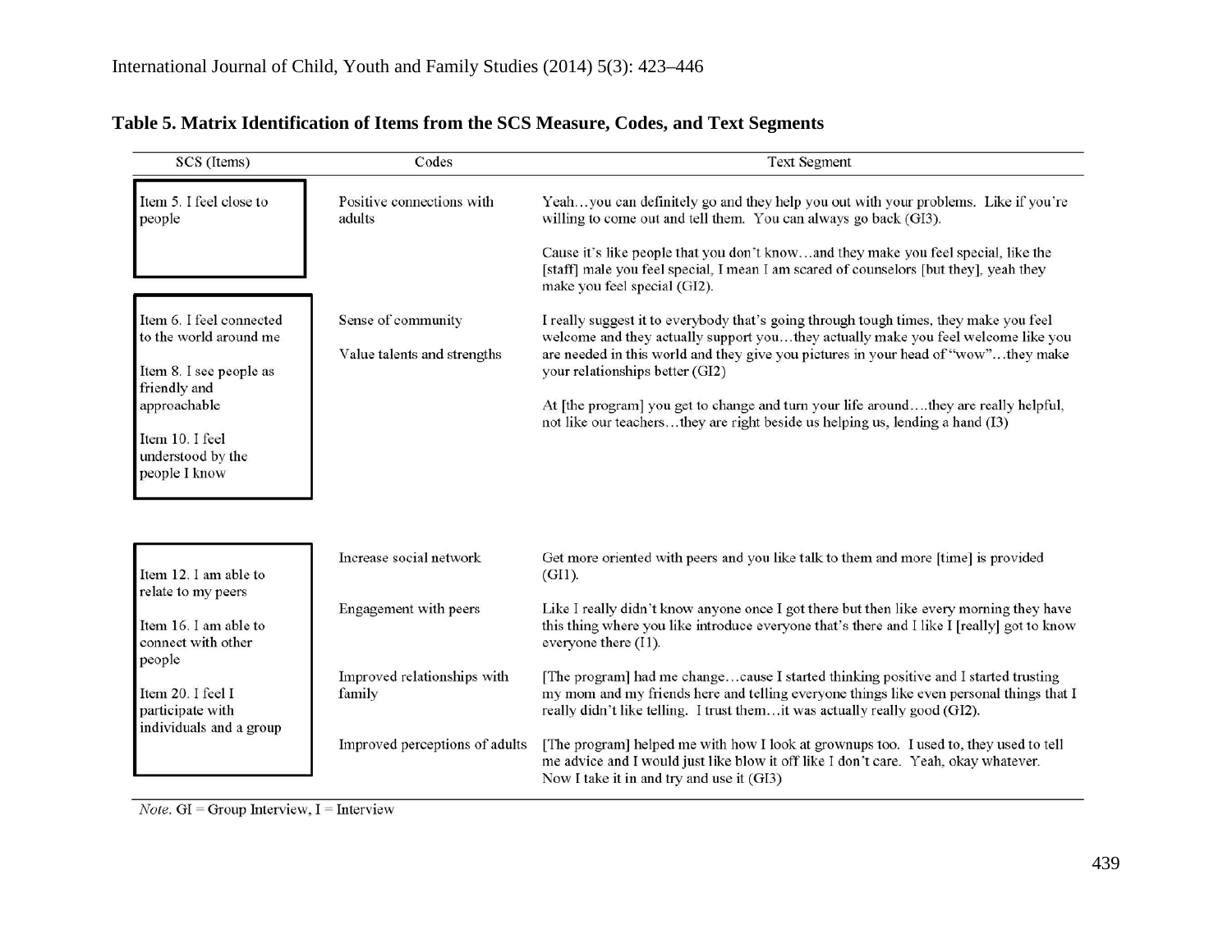**Table 5. Matrix Identification of Items from the SCS Measure, Codes, and Text Segments**

| SCS (Items) | Codes | Text Segment |
|---|---|---|
| Item 5. I feel close to people | Positive connections with adults | Yeah…you can definitely go and they help you out with your problems. Like if you're willing to come out and tell them. You can always go back (GI3). |
| | | Cause it's like people that you don't know…and they make you feel special, like the [staff] male you feel special, I mean I am scared of counselors [but they], yeah they make you feel special (GI2). |
| Item 6. I feel connected to the world around me | Sense of community | I really suggest it to everybody that's going through tough times, they make you feel welcome and they actually support you…they actually make you feel welcome like you are needed in this world and they give you pictures in your head of "wow"…they make your relationships better (GI2) |
| Item 8. I see people as friendly and approachable | Value talents and strengths | At [the program] you get to change and turn your life around….they are really helpful, not like our teachers…they are right beside us helping us, lending a hand (I3) |
| Item 10. I feel understood by the people I know | | |
| Item 12. I am able to relate to my peers | Increase social network | Get more oriented with peers and you like talk to them and more [time] is provided (GI1). |
| Item 16. I am able to connect with other people | Engagement with peers | Like I really didn't know anyone once I got there but then like every morning they have this thing where you like introduce everyone that's there and I like I [really] got to know everyone there (I1). |
| Item 20. I feel I participate with individuals and a group | Improved relationships with family | [The program] had me change…cause I started thinking positive and I started trusting my mom and my friends here and telling everyone things like even personal things that I really didn't like telling. I trust them…it was actually really good (GI2). |
| | Improved perceptions of adults | [The program] helped me with how I look at grownups too. I used to, they used to tell me advice and I would just like blow it off like I don't care. Yeah, okay whatever. Now I take it in and try and use it (GI3) |

*Note*. GI = Group Interview, I = Interview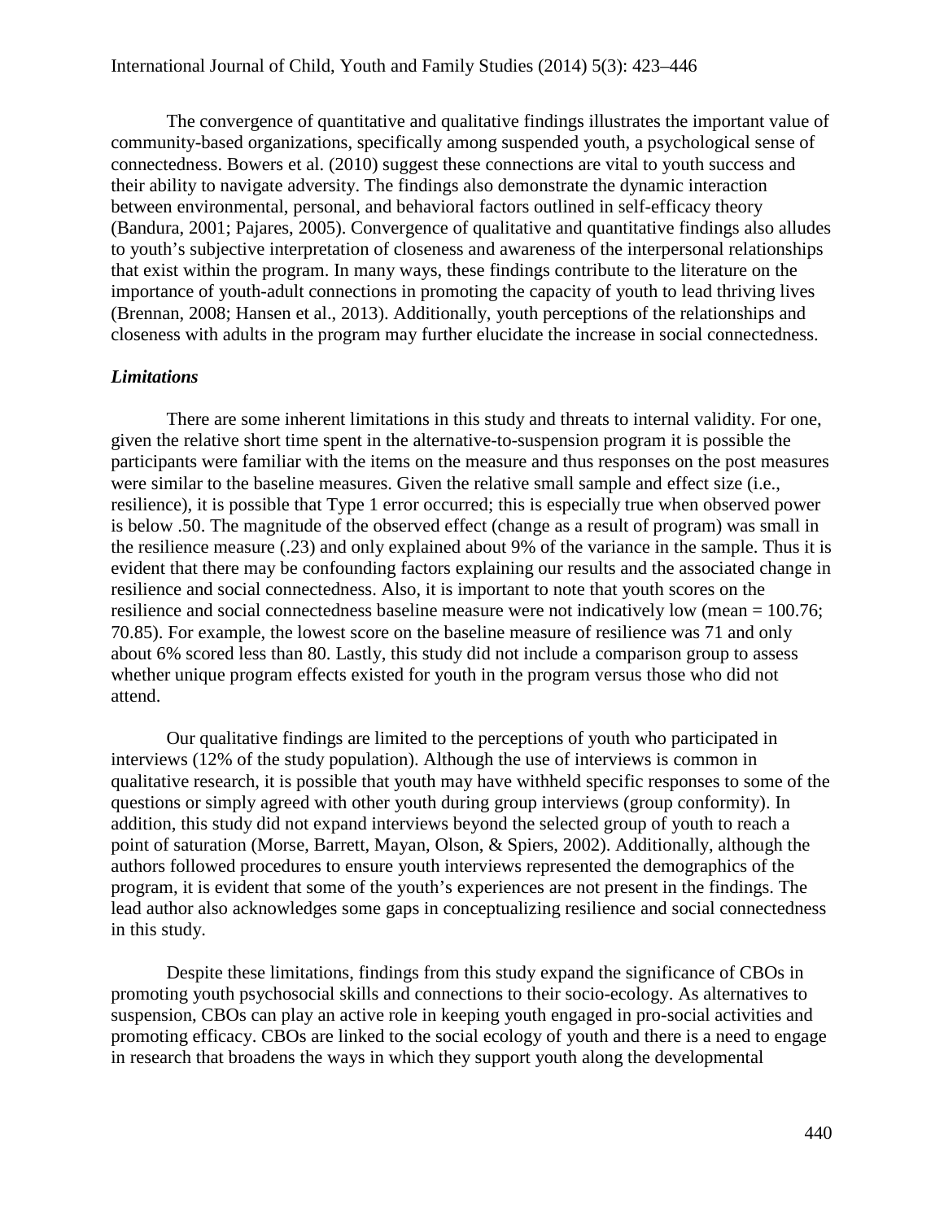The convergence of quantitative and qualitative findings illustrates the important value of community-based organizations, specifically among suspended youth, a psychological sense of connectedness. Bowers et al. (2010) suggest these connections are vital to youth success and their ability to navigate adversity. The findings also demonstrate the dynamic interaction between environmental, personal, and behavioral factors outlined in self-efficacy theory (Bandura, 2001; Pajares, 2005). Convergence of qualitative and quantitative findings also alludes to youth's subjective interpretation of closeness and awareness of the interpersonal relationships that exist within the program. In many ways, these findings contribute to the literature on the importance of youth-adult connections in promoting the capacity of youth to lead thriving lives (Brennan, 2008; Hansen et al., 2013). Additionally, youth perceptions of the relationships and closeness with adults in the program may further elucidate the increase in social connectedness.

### *Limitations*

There are some inherent limitations in this study and threats to internal validity. For one, given the relative short time spent in the alternative-to-suspension program it is possible the participants were familiar with the items on the measure and thus responses on the post measures were similar to the baseline measures. Given the relative small sample and effect size (i.e., resilience), it is possible that Type 1 error occurred; this is especially true when observed power is below .50. The magnitude of the observed effect (change as a result of program) was small in the resilience measure (.23) and only explained about 9% of the variance in the sample. Thus it is evident that there may be confounding factors explaining our results and the associated change in resilience and social connectedness. Also, it is important to note that youth scores on the resilience and social connectedness baseline measure were not indicatively low (mean = 100.76; 70.85). For example, the lowest score on the baseline measure of resilience was 71 and only about 6% scored less than 80. Lastly, this study did not include a comparison group to assess whether unique program effects existed for youth in the program versus those who did not attend.

Our qualitative findings are limited to the perceptions of youth who participated in interviews (12% of the study population). Although the use of interviews is common in qualitative research, it is possible that youth may have withheld specific responses to some of the questions or simply agreed with other youth during group interviews (group conformity). In addition, this study did not expand interviews beyond the selected group of youth to reach a point of saturation (Morse, Barrett, Mayan, Olson, & Spiers, 2002). Additionally, although the authors followed procedures to ensure youth interviews represented the demographics of the program, it is evident that some of the youth's experiences are not present in the findings. The lead author also acknowledges some gaps in conceptualizing resilience and social connectedness in this study.

Despite these limitations, findings from this study expand the significance of CBOs in promoting youth psychosocial skills and connections to their socio-ecology. As alternatives to suspension, CBOs can play an active role in keeping youth engaged in pro-social activities and promoting efficacy. CBOs are linked to the social ecology of youth and there is a need to engage in research that broadens the ways in which they support youth along the developmental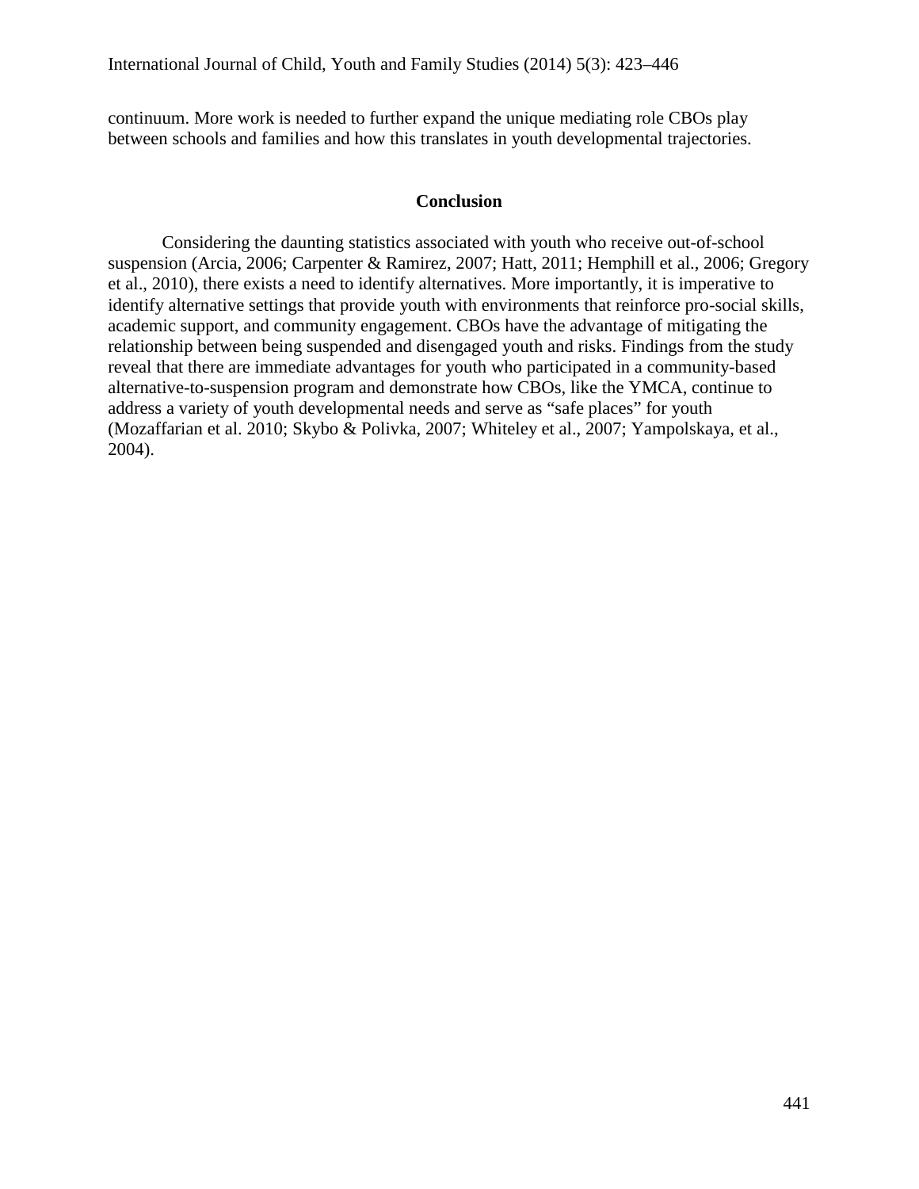continuum. More work is needed to further expand the unique mediating role CBOs play between schools and families and how this translates in youth developmental trajectories.

## Conclusion

Considering the daunting statistics associated with youth who receive out-of-school suspension (Arcia, 2006; Carpenter & Ramirez, 2007; Hatt, 2011; Hemphill et al., 2006; Gregory et al., 2010), there exists a need to identify alternatives. More importantly, it is imperative to identify alternative settings that provide youth with environments that reinforce pro-social skills, academic support, and community engagement. CBOs have the advantage of mitigating the relationship between being suspended and disengaged youth and risks. Findings from the study reveal that there are immediate advantages for youth who participated in a community-based alternative-to-suspension program and demonstrate how CBOs, like the YMCA, continue to address a variety of youth developmental needs and serve as "safe places" for youth (Mozaffarian et al. 2010; Skybo & Polivka, 2007; Whiteley et al., 2007; Yampolskaya, et al., 2004).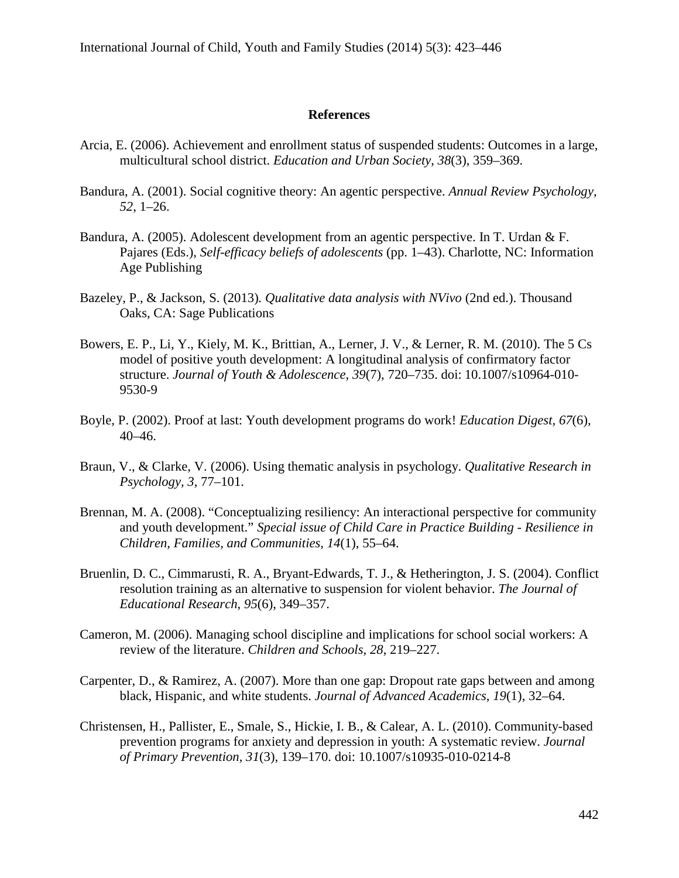## References

Arcia, E. (2006). Achievement and enrollment status of suspended students: Outcomes in a large, multicultural school district. *Education and Urban Society*, *38*(3), 359–369.

Bandura, A. (2001). Social cognitive theory: An agentic perspective. *Annual Review Psychology*, *52*, 1–26.

Bandura, A. (2005). Adolescent development from an agentic perspective. In T. Urdan & F. Pajares (Eds.), *Self-efficacy beliefs of adolescents* (pp. 1–43). Charlotte, NC: Information Age Publishing

Bazeley, P., & Jackson, S. (2013). *Qualitative data analysis with NVivo* (2nd ed.). Thousand Oaks, CA: Sage Publications

Bowers, E. P., Li, Y., Kiely, M. K., Brittian, A., Lerner, J. V., & Lerner, R. M. (2010). The 5 Cs model of positive youth development: A longitudinal analysis of confirmatory factor structure. *Journal of Youth & Adolescence*, *39*(7), 720–735. doi: 10.1007/s10964-010-9530-9

Boyle, P. (2002). Proof at last: Youth development programs do work! *Education Digest*, *67*(6), 40–46.

Braun, V., & Clarke, V. (2006). Using thematic analysis in psychology. *Qualitative Research in Psychology*, *3*, 77–101.

Brennan, M. A. (2008). "Conceptualizing resiliency: An interactional perspective for community and youth development." *Special issue of Child Care in Practice Building - Resilience in Children, Families, and Communities*, *14*(1), 55–64.

Bruenlin, D. C., Cimmarusti, R. A., Bryant-Edwards, T. J., & Hetherington, J. S. (2004). Conflict resolution training as an alternative to suspension for violent behavior. *The Journal of Educational Research*, *95*(6), 349–357.

Cameron, M. (2006). Managing school discipline and implications for school social workers: A review of the literature. *Children and Schools*, *28*, 219–227.

Carpenter, D., & Ramirez, A. (2007). More than one gap: Dropout rate gaps between and among black, Hispanic, and white students. *Journal of Advanced Academics*, *19*(1), 32–64.

Christensen, H., Pallister, E., Smale, S., Hickie, I. B., & Calear, A. L. (2010). Community-based prevention programs for anxiety and depression in youth: A systematic review. *Journal of Primary Prevention*, *31*(3), 139–170. doi: 10.1007/s10935-010-0214-8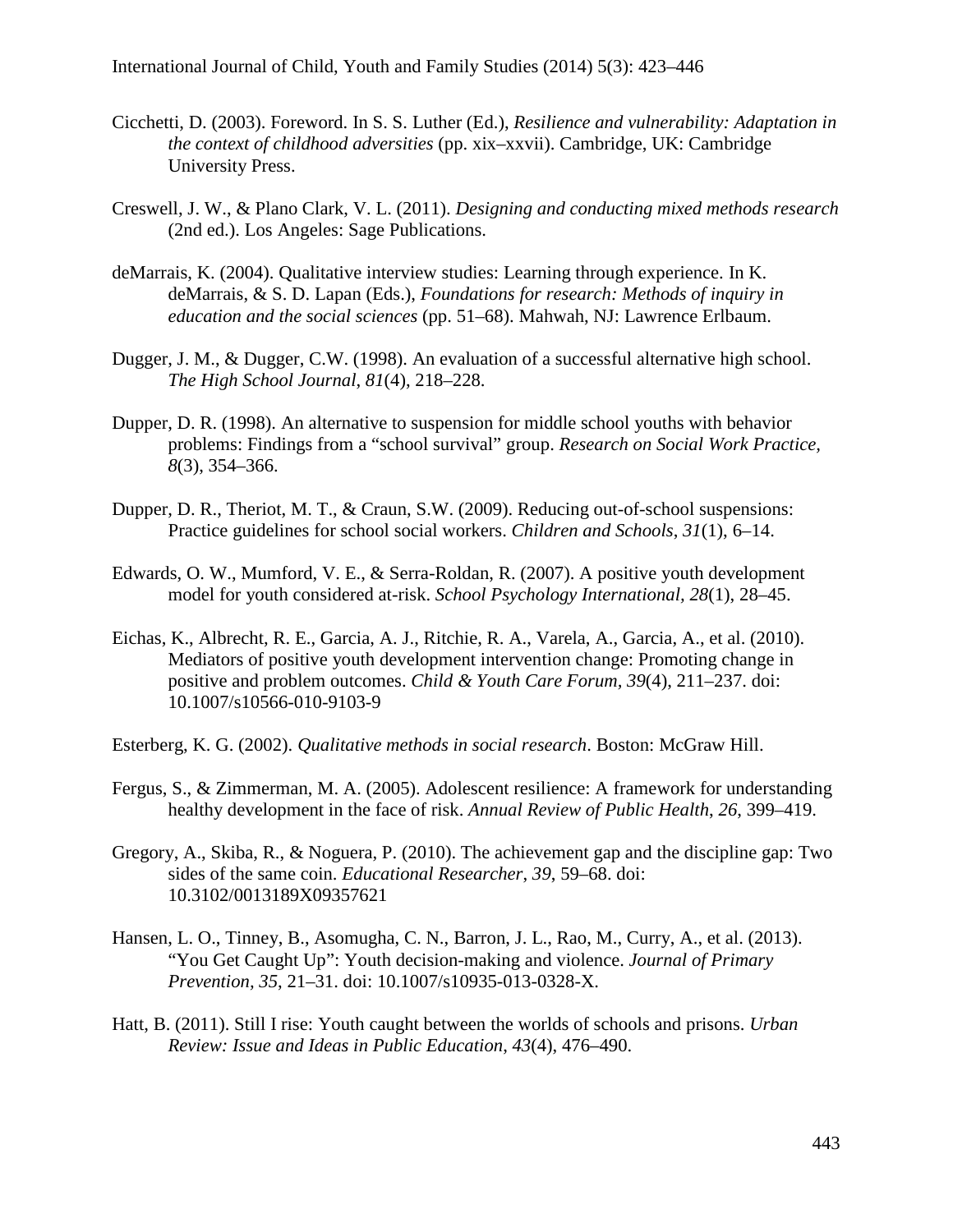Cicchetti, D. (2003). Foreword. In S. S. Luther (Ed.), *Resilience and vulnerability: Adaptation in the context of childhood adversities* (pp. xix–xxvii). Cambridge, UK: Cambridge University Press.

Creswell, J. W., & Plano Clark, V. L. (2011). *Designing and conducting mixed methods research* (2nd ed.). Los Angeles: Sage Publications.

deMarrais, K. (2004). Qualitative interview studies: Learning through experience. In K. deMarrais, & S. D. Lapan (Eds.), *Foundations for research: Methods of inquiry in education and the social sciences* (pp. 51–68). Mahwah, NJ: Lawrence Erlbaum.

Dugger, J. M., & Dugger, C.W. (1998). An evaluation of a successful alternative high school. *The High School Journal*, *81*(4), 218–228.

Dupper, D. R. (1998). An alternative to suspension for middle school youths with behavior problems: Findings from a "school survival" group. *Research on Social Work Practice*, *8*(3), 354–366.

Dupper, D. R., Theriot, M. T., & Craun, S.W. (2009). Reducing out-of-school suspensions: Practice guidelines for school social workers. *Children and Schools*, *31*(1), 6–14.

Edwards, O. W., Mumford, V. E., & Serra-Roldan, R. (2007). A positive youth development model for youth considered at-risk. *School Psychology International*, *28*(1), 28–45.

Eichas, K., Albrecht, R. E., Garcia, A. J., Ritchie, R. A., Varela, A., Garcia, A., et al. (2010). Mediators of positive youth development intervention change: Promoting change in positive and problem outcomes. *Child & Youth Care Forum*, *39*(4), 211–237. doi: 10.1007/s10566-010-9103-9

Esterberg, K. G. (2002). *Qualitative methods in social research*. Boston: McGraw Hill.

Fergus, S., & Zimmerman, M. A. (2005). Adolescent resilience: A framework for understanding healthy development in the face of risk. *Annual Review of Public Health*, *26*, 399–419.

Gregory, A., Skiba, R., & Noguera, P. (2010). The achievement gap and the discipline gap: Two sides of the same coin. *Educational Researcher*, *39*, 59–68. doi: 10.3102/0013189X09357621

Hansen, L. O., Tinney, B., Asomugha, C. N., Barron, J. L., Rao, M., Curry, A., et al. (2013). "You Get Caught Up": Youth decision-making and violence. *Journal of Primary Prevention*, *35*, 21–31. doi: 10.1007/s10935-013-0328-X.

Hatt, B. (2011). Still I rise: Youth caught between the worlds of schools and prisons. *Urban Review: Issue and Ideas in Public Education*, *43*(4), 476–490.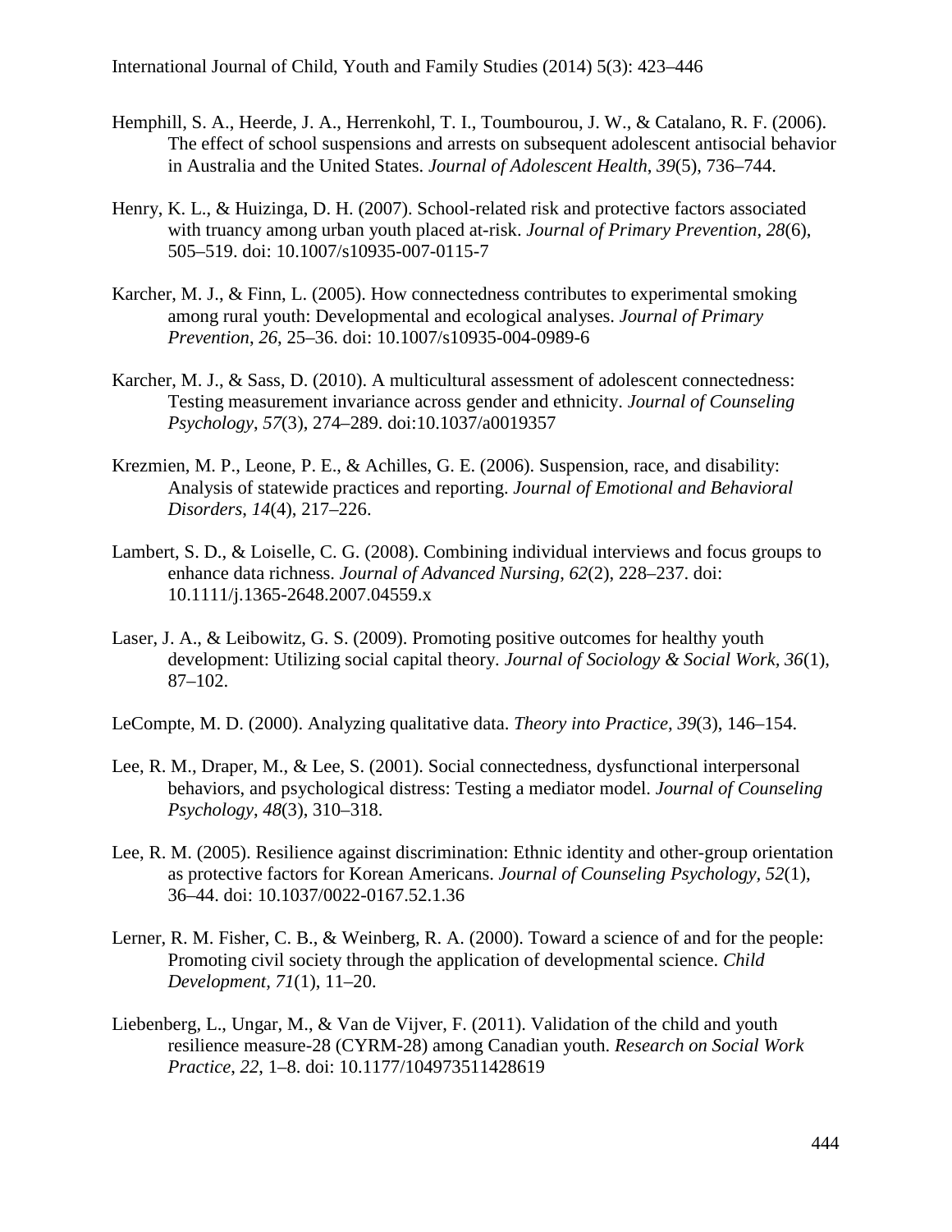Hemphill, S. A., Heerde, J. A., Herrenkohl, T. I., Toumbourou, J. W., & Catalano, R. F. (2006). The effect of school suspensions and arrests on subsequent adolescent antisocial behavior in Australia and the United States. *Journal of Adolescent Health*, *39*(5), 736–744.

Henry, K. L., & Huizinga, D. H. (2007). School-related risk and protective factors associated with truancy among urban youth placed at-risk. *Journal of Primary Prevention, 28*(6), 505–519. doi: 10.1007/s10935-007-0115-7

Karcher, M. J., & Finn, L. (2005). How connectedness contributes to experimental smoking among rural youth: Developmental and ecological analyses. *Journal of Primary Prevention*, *26*, 25–36. doi: 10.1007/s10935-004-0989-6

Karcher, M. J., & Sass, D. (2010). A multicultural assessment of adolescent connectedness: Testing measurement invariance across gender and ethnicity. *Journal of Counseling Psychology*, *57*(3), 274–289. doi:10.1037/a0019357

Krezmien, M. P., Leone, P. E., & Achilles, G. E. (2006). Suspension, race, and disability: Analysis of statewide practices and reporting. *Journal of Emotional and Behavioral Disorders*, *14*(4), 217–226.

Lambert, S. D., & Loiselle, C. G. (2008). Combining individual interviews and focus groups to enhance data richness. *Journal of Advanced Nursing*, *62*(2), 228–237. doi: 10.1111/j.1365-2648.2007.04559.x

Laser, J. A., & Leibowitz, G. S. (2009). Promoting positive outcomes for healthy youth development: Utilizing social capital theory. *Journal of Sociology & Social Work, 36*(1), 87–102.

LeCompte, M. D. (2000). Analyzing qualitative data. *Theory into Practice, 39*(3), 146–154.

Lee, R. M., Draper, M., & Lee, S. (2001). Social connectedness, dysfunctional interpersonal behaviors, and psychological distress: Testing a mediator model. *Journal of Counseling Psychology*, *48*(3), 310–318.

Lee, R. M. (2005). Resilience against discrimination: Ethnic identity and other-group orientation as protective factors for Korean Americans. *Journal of Counseling Psychology*, *52*(1), 36–44. doi: 10.1037/0022-0167.52.1.36

Lerner, R. M. Fisher, C. B., & Weinberg, R. A. (2000). Toward a science of and for the people: Promoting civil society through the application of developmental science. *Child Development*, *71*(1), 11–20.

Liebenberg, L., Ungar, M., & Van de Vijver, F. (2011). Validation of the child and youth resilience measure-28 (CYRM-28) among Canadian youth. *Research on Social Work Practice*, *22*, 1–8. doi: 10.1177/104973511428619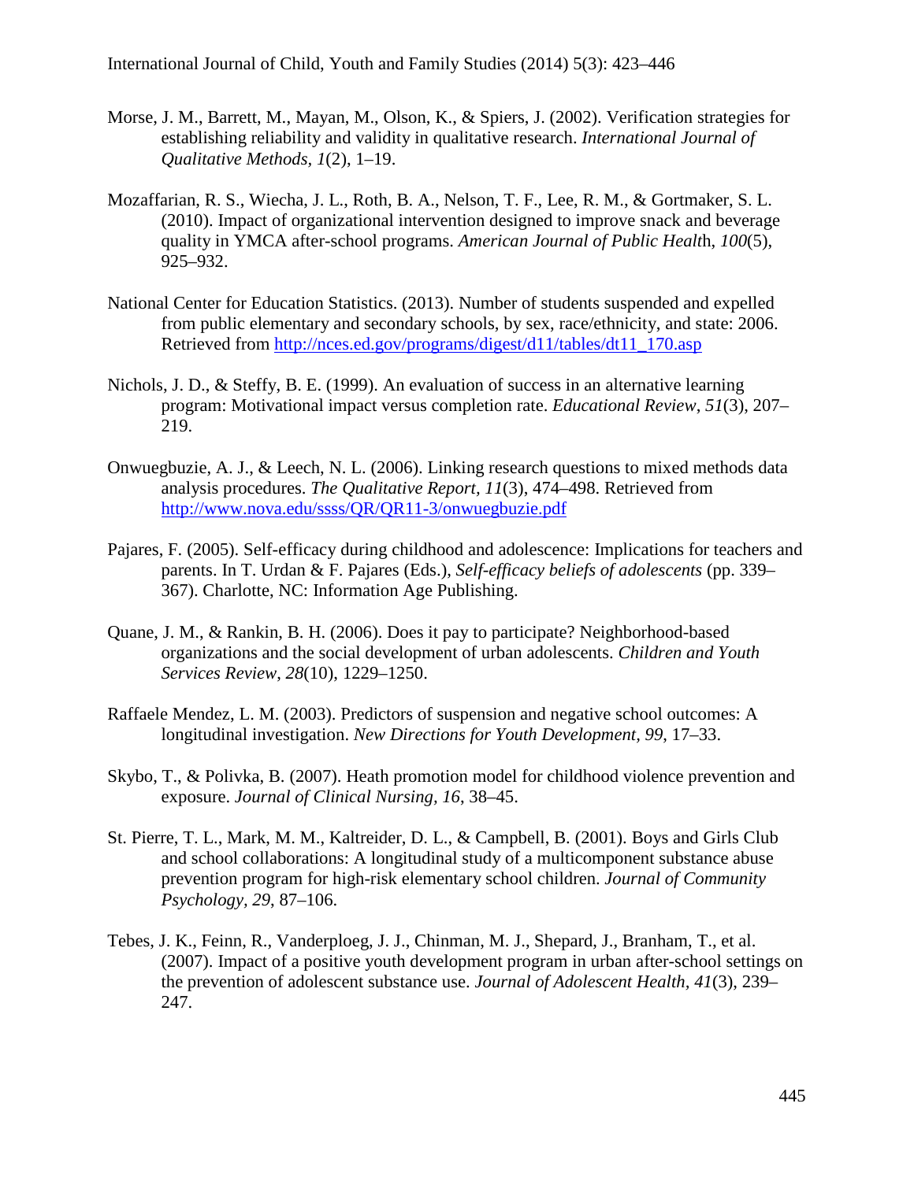Morse, J. M., Barrett, M., Mayan, M., Olson, K., & Spiers, J. (2002). Verification strategies for establishing reliability and validity in qualitative research. *International Journal of Qualitative Methods*, *1*(2), 1–19.

Mozaffarian, R. S., Wiecha, J. L., Roth, B. A., Nelson, T. F., Lee, R. M., & Gortmaker, S. L. (2010). Impact of organizational intervention designed to improve snack and beverage quality in YMCA after-school programs. *American Journal of Public Healt*h, *100*(5), 925–932.

National Center for Education Statistics. (2013). Number of students suspended and expelled from public elementary and secondary schools, by sex, race/ethnicity, and state: 2006. Retrieved from http://nces.ed.gov/programs/digest/d11/tables/dt11_170.asp

Nichols, J. D., & Steffy, B. E. (1999). An evaluation of success in an alternative learning program: Motivational impact versus completion rate. *Educational Review*, *51*(3), 207–219.

Onwuegbuzie, A. J., & Leech, N. L. (2006). Linking research questions to mixed methods data analysis procedures. *The Qualitative Report*, *11*(3), 474–498. Retrieved from http://www.nova.edu/ssss/QR/QR11-3/onwuegbuzie.pdf

Pajares, F. (2005). Self-efficacy during childhood and adolescence: Implications for teachers and parents. In T. Urdan & F. Pajares (Eds.), *Self-efficacy beliefs of adolescents* (pp. 339–367). Charlotte, NC: Information Age Publishing.

Quane, J. M., & Rankin, B. H. (2006). Does it pay to participate? Neighborhood-based organizations and the social development of urban adolescents. *Children and Youth Services Review*, *28*(10), 1229–1250.

Raffaele Mendez, L. M. (2003). Predictors of suspension and negative school outcomes: A longitudinal investigation. *New Directions for Youth Development*, *99*, 17–33.

Skybo, T., & Polivka, B. (2007). Heath promotion model for childhood violence prevention and exposure. *Journal of Clinical Nursing*, *16*, 38–45.

St. Pierre, T. L., Mark, M. M., Kaltreider, D. L., & Campbell, B. (2001). Boys and Girls Club and school collaborations: A longitudinal study of a multicomponent substance abuse prevention program for high-risk elementary school children. *Journal of Community Psychology*, *29*, 87–106.

Tebes, J. K., Feinn, R., Vanderploeg, J. J., Chinman, M. J., Shepard, J., Branham, T., et al. (2007). Impact of a positive youth development program in urban after-school settings on the prevention of adolescent substance use. *Journal of Adolescent Health*, *41*(3), 239–247.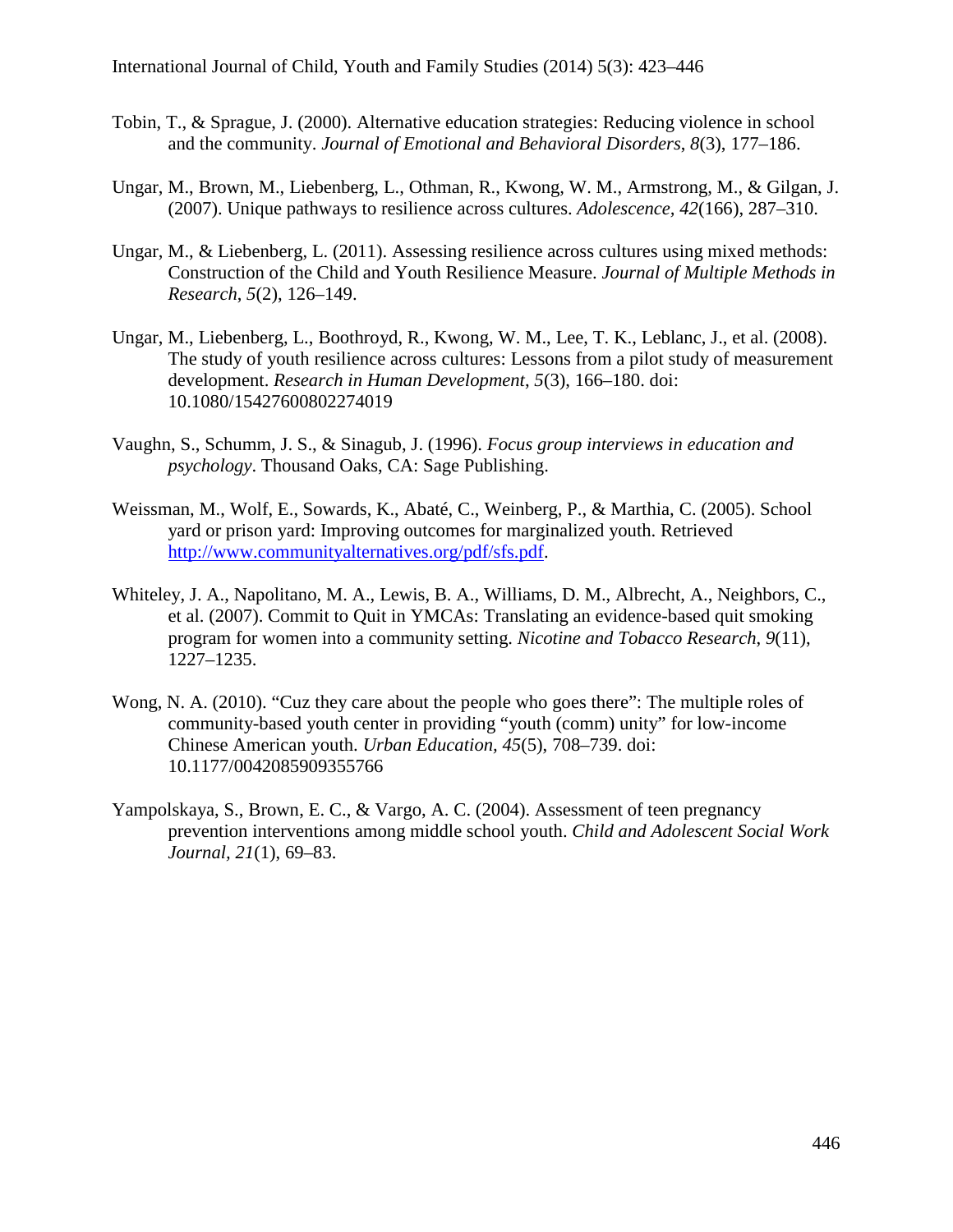Tobin, T., & Sprague, J. (2000). Alternative education strategies: Reducing violence in school and the community. *Journal of Emotional and Behavioral Disorders*, *8*(3), 177–186.

Ungar, M., Brown, M., Liebenberg, L., Othman, R., Kwong, W. M., Armstrong, M., & Gilgan, J. (2007). Unique pathways to resilience across cultures. *Adolescence, 42*(166), 287–310.

Ungar, M., & Liebenberg, L. (2011). Assessing resilience across cultures using mixed methods: Construction of the Child and Youth Resilience Measure. *Journal of Multiple Methods in Research*, *5*(2), 126–149.

Ungar, M., Liebenberg, L., Boothroyd, R., Kwong, W. M., Lee, T. K., Leblanc, J., et al. (2008). The study of youth resilience across cultures: Lessons from a pilot study of measurement development. *Research in Human Development*, *5*(3), 166–180. doi: 10.1080/15427600802274019

Vaughn, S., Schumm, J. S., & Sinagub, J. (1996). *Focus group interviews in education and psychology*. Thousand Oaks, CA: Sage Publishing.

Weissman, M., Wolf, E., Sowards, K., Abaté, C., Weinberg, P., & Marthia, C. (2005). School yard or prison yard: Improving outcomes for marginalized youth. Retrieved http://www.communityalternatives.org/pdf/sfs.pdf.

Whiteley, J. A., Napolitano, M. A., Lewis, B. A., Williams, D. M., Albrecht, A., Neighbors, C., et al. (2007). Commit to Quit in YMCAs: Translating an evidence-based quit smoking program for women into a community setting. *Nicotine and Tobacco Research*, *9*(11), 1227–1235.

Wong, N. A. (2010). "Cuz they care about the people who goes there": The multiple roles of community-based youth center in providing "youth (comm) unity" for low-income Chinese American youth. *Urban Education, 45*(5), 708–739. doi: 10.1177/0042085909355766

Yampolskaya, S., Brown, E. C., & Vargo, A. C. (2004). Assessment of teen pregnancy prevention interventions among middle school youth. *Child and Adolescent Social Work Journal, 21*(1), 69–83.